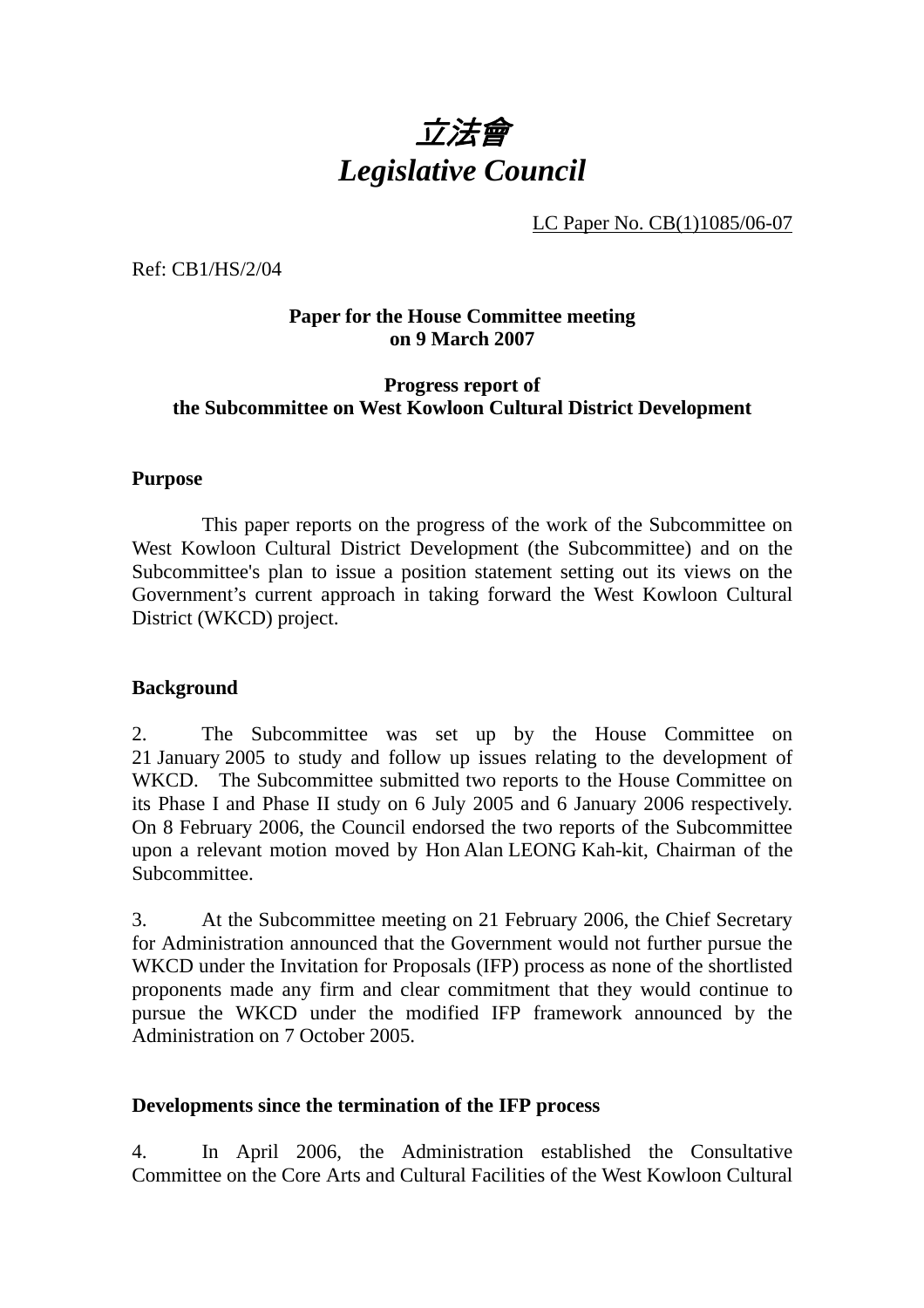# *立法會*
# *Legislative Council*

LC Paper No. CB(1)1085/06-07

Ref: CB1/HS/2/04

**Paper for the House Committee meeting on 9 March 2007**

**Progress report of the Subcommittee on West Kowloon Cultural District Development**

## Purpose

This paper reports on the progress of the work of the Subcommittee on West Kowloon Cultural District Development (the Subcommittee) and on the Subcommittee's plan to issue a position statement setting out its views on the Government's current approach in taking forward the West Kowloon Cultural District (WKCD) project.

## Background

2. The Subcommittee was set up by the House Committee on 21 January 2005 to study and follow up issues relating to the development of WKCD. The Subcommittee submitted two reports to the House Committee on its Phase I and Phase II study on 6 July 2005 and 6 January 2006 respectively. On 8 February 2006, the Council endorsed the two reports of the Subcommittee upon a relevant motion moved by Hon Alan LEONG Kah-kit, Chairman of the Subcommittee.

3. At the Subcommittee meeting on 21 February 2006, the Chief Secretary for Administration announced that the Government would not further pursue the WKCD under the Invitation for Proposals (IFP) process as none of the shortlisted proponents made any firm and clear commitment that they would continue to pursue the WKCD under the modified IFP framework announced by the Administration on 7 October 2005.

## Developments since the termination of the IFP process

4. In April 2006, the Administration established the Consultative Committee on the Core Arts and Cultural Facilities of the West Kowloon Cultural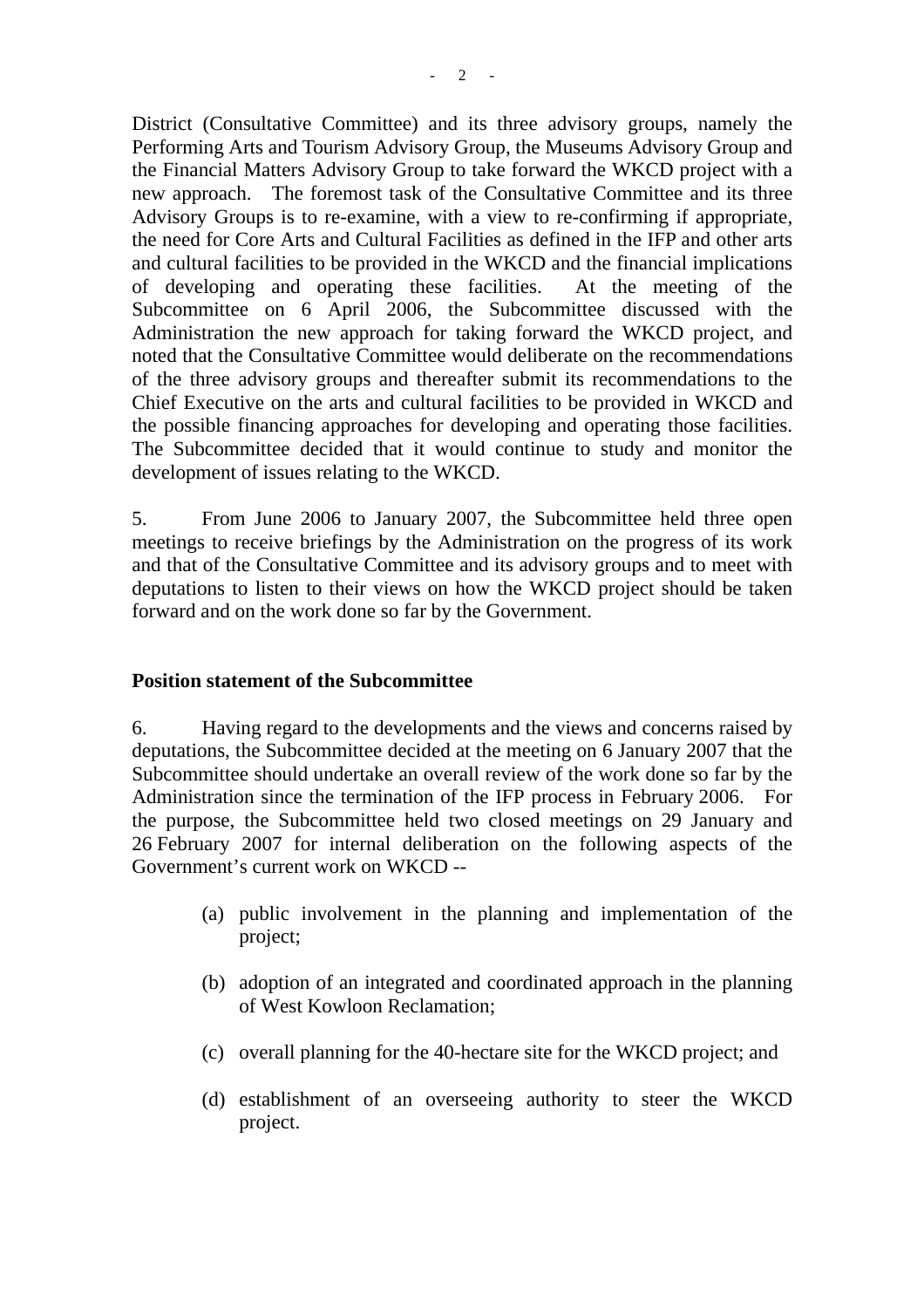District (Consultative Committee) and its three advisory groups, namely the Performing Arts and Tourism Advisory Group, the Museums Advisory Group and the Financial Matters Advisory Group to take forward the WKCD project with a new approach. The foremost task of the Consultative Committee and its three Advisory Groups is to re-examine, with a view to re-confirming if appropriate, the need for Core Arts and Cultural Facilities as defined in the IFP and other arts and cultural facilities to be provided in the WKCD and the financial implications of developing and operating these facilities. At the meeting of the Subcommittee on 6 April 2006, the Subcommittee discussed with the Administration the new approach for taking forward the WKCD project, and noted that the Consultative Committee would deliberate on the recommendations of the three advisory groups and thereafter submit its recommendations to the Chief Executive on the arts and cultural facilities to be provided in WKCD and the possible financing approaches for developing and operating those facilities. The Subcommittee decided that it would continue to study and monitor the development of issues relating to the WKCD.

5. From June 2006 to January 2007, the Subcommittee held three open meetings to receive briefings by the Administration on the progress of its work and that of the Consultative Committee and its advisory groups and to meet with deputations to listen to their views on how the WKCD project should be taken forward and on the work done so far by the Government.

**Position statement of the Subcommittee**

6. Having regard to the developments and the views and concerns raised by deputations, the Subcommittee decided at the meeting on 6 January 2007 that the Subcommittee should undertake an overall review of the work done so far by the Administration since the termination of the IFP process in February 2006. For the purpose, the Subcommittee held two closed meetings on 29 January and 26 February 2007 for internal deliberation on the following aspects of the Government's current work on WKCD --

(a) public involvement in the planning and implementation of the project;

(b) adoption of an integrated and coordinated approach in the planning of West Kowloon Reclamation;

(c) overall planning for the 40-hectare site for the WKCD project; and

(d) establishment of an overseeing authority to steer the WKCD project.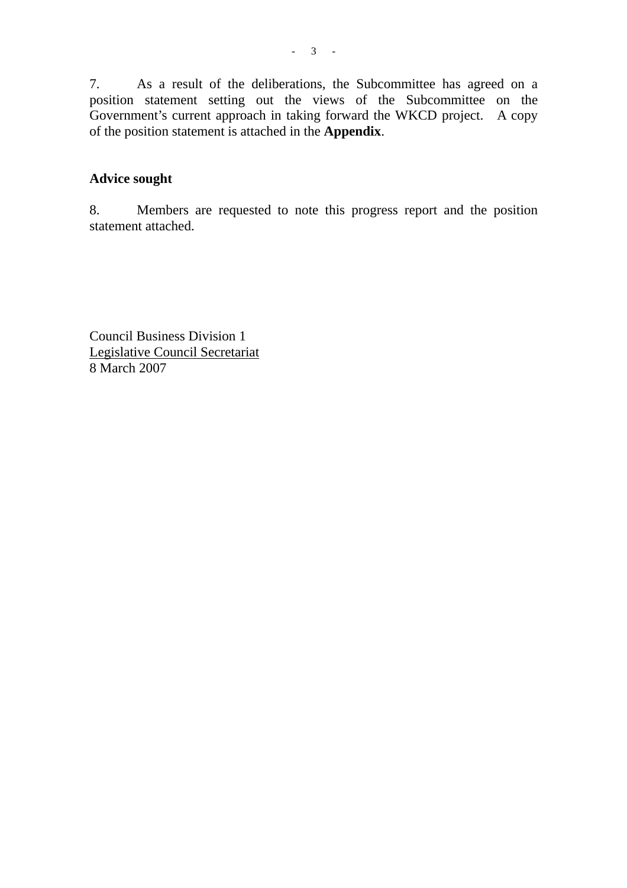7. As a result of the deliberations, the Subcommittee has agreed on a position statement setting out the views of the Subcommittee on the Government's current approach in taking forward the WKCD project. A copy of the position statement is attached in the **Appendix**.

**Advice sought**

8. Members are requested to note this progress report and the position statement attached.

Council Business Division 1
Legislative Council Secretariat
8 March 2007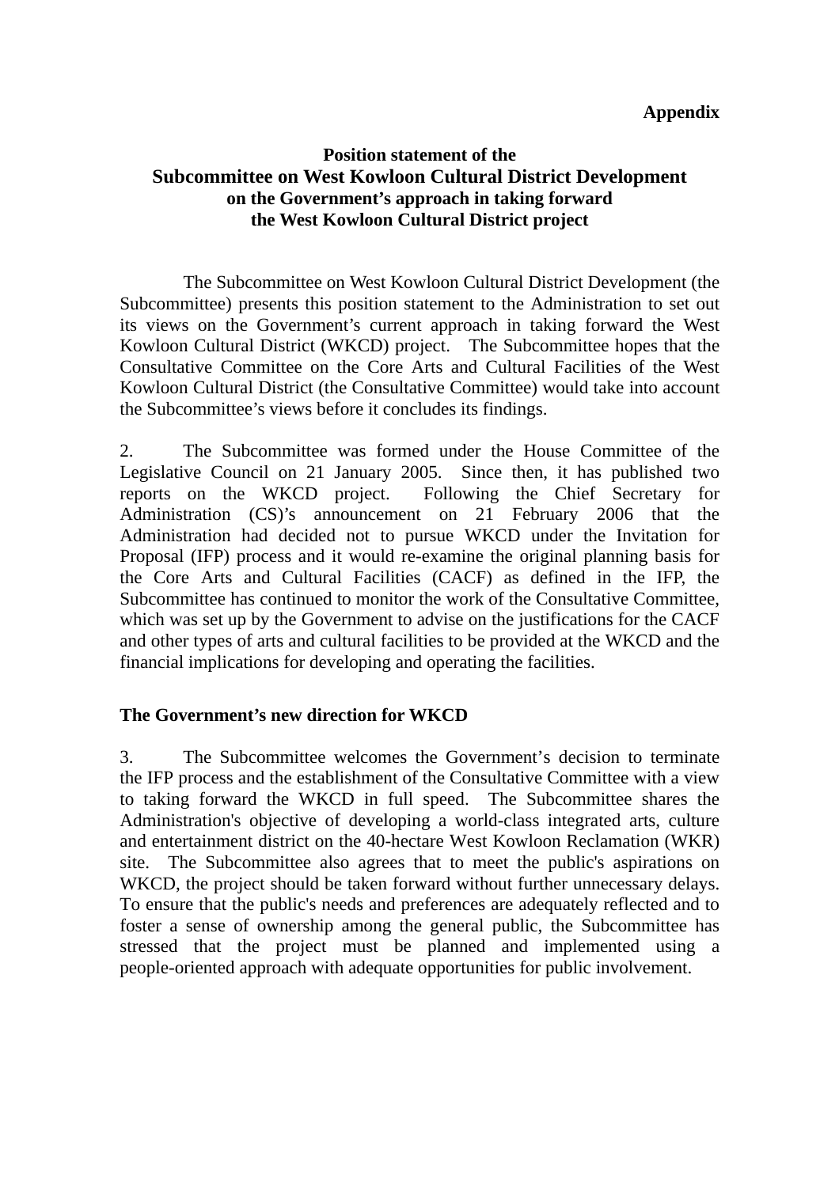**Appendix**

**Position statement of the**
**Subcommittee on West Kowloon Cultural District Development**
**on the Government's approach in taking forward**
**the West Kowloon Cultural District project**

The Subcommittee on West Kowloon Cultural District Development (the Subcommittee) presents this position statement to the Administration to set out its views on the Government's current approach in taking forward the West Kowloon Cultural District (WKCD) project. The Subcommittee hopes that the Consultative Committee on the Core Arts and Cultural Facilities of the West Kowloon Cultural District (the Consultative Committee) would take into account the Subcommittee's views before it concludes its findings.

2. The Subcommittee was formed under the House Committee of the Legislative Council on 21 January 2005. Since then, it has published two reports on the WKCD project. Following the Chief Secretary for Administration (CS)'s announcement on 21 February 2006 that the Administration had decided not to pursue WKCD under the Invitation for Proposal (IFP) process and it would re-examine the original planning basis for the Core Arts and Cultural Facilities (CACF) as defined in the IFP, the Subcommittee has continued to monitor the work of the Consultative Committee, which was set up by the Government to advise on the justifications for the CACF and other types of arts and cultural facilities to be provided at the WKCD and the financial implications for developing and operating the facilities.

**The Government's new direction for WKCD**

3. The Subcommittee welcomes the Government's decision to terminate the IFP process and the establishment of the Consultative Committee with a view to taking forward the WKCD in full speed. The Subcommittee shares the Administration's objective of developing a world-class integrated arts, culture and entertainment district on the 40-hectare West Kowloon Reclamation (WKR) site. The Subcommittee also agrees that to meet the public's aspirations on WKCD, the project should be taken forward without further unnecessary delays. To ensure that the public's needs and preferences are adequately reflected and to foster a sense of ownership among the general public, the Subcommittee has stressed that the project must be planned and implemented using a people-oriented approach with adequate opportunities for public involvement.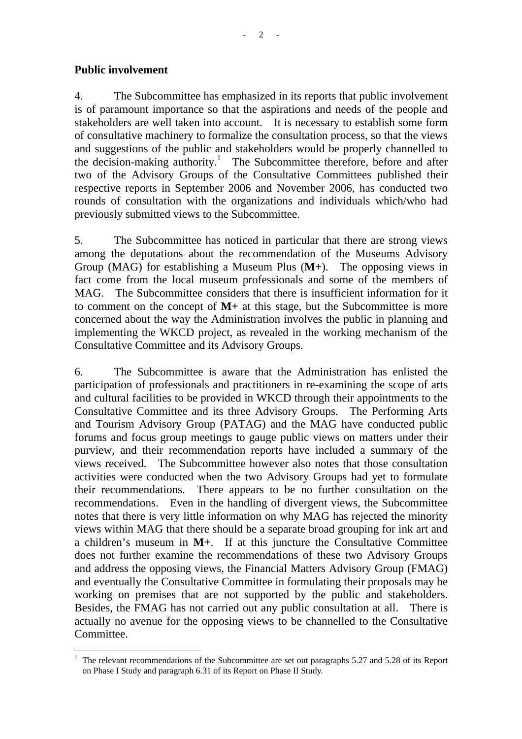**Public involvement**

4. The Subcommittee has emphasized in its reports that public involvement is of paramount importance so that the aspirations and needs of the people and stakeholders are well taken into account. It is necessary to establish some form of consultative machinery to formalize the consultation process, so that the views and suggestions of the public and stakeholders would be properly channelled to the decision-making authority.[1] The Subcommittee therefore, before and after two of the Advisory Groups of the Consultative Committees published their respective reports in September 2006 and November 2006, has conducted two rounds of consultation with the organizations and individuals which/who had previously submitted views to the Subcommittee.

5. The Subcommittee has noticed in particular that there are strong views among the deputations about the recommendation of the Museums Advisory Group (MAG) for establishing a Museum Plus (**M+**). The opposing views in fact come from the local museum professionals and some of the members of MAG. The Subcommittee considers that there is insufficient information for it to comment on the concept of **M+** at this stage, but the Subcommittee is more concerned about the way the Administration involves the public in planning and implementing the WKCD project, as revealed in the working mechanism of the Consultative Committee and its Advisory Groups.

6. The Subcommittee is aware that the Administration has enlisted the participation of professionals and practitioners in re-examining the scope of arts and cultural facilities to be provided in WKCD through their appointments to the Consultative Committee and its three Advisory Groups. The Performing Arts and Tourism Advisory Group (PATAG) and the MAG have conducted public forums and focus group meetings to gauge public views on matters under their purview, and their recommendation reports have included a summary of the views received. The Subcommittee however also notes that those consultation activities were conducted when the two Advisory Groups had yet to formulate their recommendations. There appears to be no further consultation on the recommendations. Even in the handling of divergent views, the Subcommittee notes that there is very little information on why MAG has rejected the minority views within MAG that there should be a separate broad grouping for ink art and a children's museum in **M+**. If at this juncture the Consultative Committee does not further examine the recommendations of these two Advisory Groups and address the opposing views, the Financial Matters Advisory Group (FMAG) and eventually the Consultative Committee in formulating their proposals may be working on premises that are not supported by the public and stakeholders. Besides, the FMAG has not carried out any public consultation at all. There is actually no avenue for the opposing views to be channelled to the Consultative Committee.

---

[1] The relevant recommendations of the Subcommittee are set out paragraphs 5.27 and 5.28 of its Report on Phase I Study and paragraph 6.31 of its Report on Phase II Study.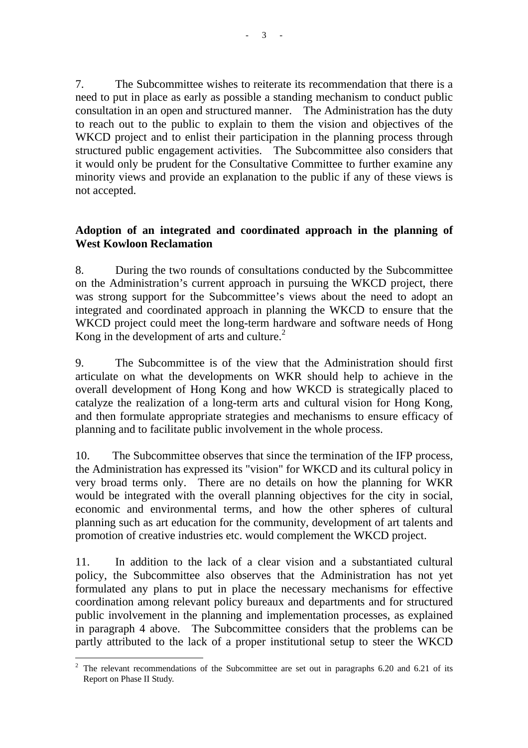7. The Subcommittee wishes to reiterate its recommendation that there is a need to put in place as early as possible a standing mechanism to conduct public consultation in an open and structured manner. The Administration has the duty to reach out to the public to explain to them the vision and objectives of the WKCD project and to enlist their participation in the planning process through structured public engagement activities. The Subcommittee also considers that it would only be prudent for the Consultative Committee to further examine any minority views and provide an explanation to the public if any of these views is not accepted.

**Adoption of an integrated and coordinated approach in the planning of West Kowloon Reclamation**

8. During the two rounds of consultations conducted by the Subcommittee on the Administration's current approach in pursuing the WKCD project, there was strong support for the Subcommittee's views about the need to adopt an integrated and coordinated approach in planning the WKCD to ensure that the WKCD project could meet the long-term hardware and software needs of Hong Kong in the development of arts and culture.[2]

9. The Subcommittee is of the view that the Administration should first articulate on what the developments on WKR should help to achieve in the overall development of Hong Kong and how WKCD is strategically placed to catalyze the realization of a long-term arts and cultural vision for Hong Kong, and then formulate appropriate strategies and mechanisms to ensure efficacy of planning and to facilitate public involvement in the whole process.

10. The Subcommittee observes that since the termination of the IFP process, the Administration has expressed its "vision" for WKCD and its cultural policy in very broad terms only. There are no details on how the planning for WKR would be integrated with the overall planning objectives for the city in social, economic and environmental terms, and how the other spheres of cultural planning such as art education for the community, development of art talents and promotion of creative industries etc. would complement the WKCD project.

11. In addition to the lack of a clear vision and a substantiated cultural policy, the Subcommittee also observes that the Administration has not yet formulated any plans to put in place the necessary mechanisms for effective coordination among relevant policy bureaux and departments and for structured public involvement in the planning and implementation processes, as explained in paragraph 4 above. The Subcommittee considers that the problems can be partly attributed to the lack of a proper institutional setup to steer the WKCD

---

[2] The relevant recommendations of the Subcommittee are set out in paragraphs 6.20 and 6.21 of its Report on Phase II Study.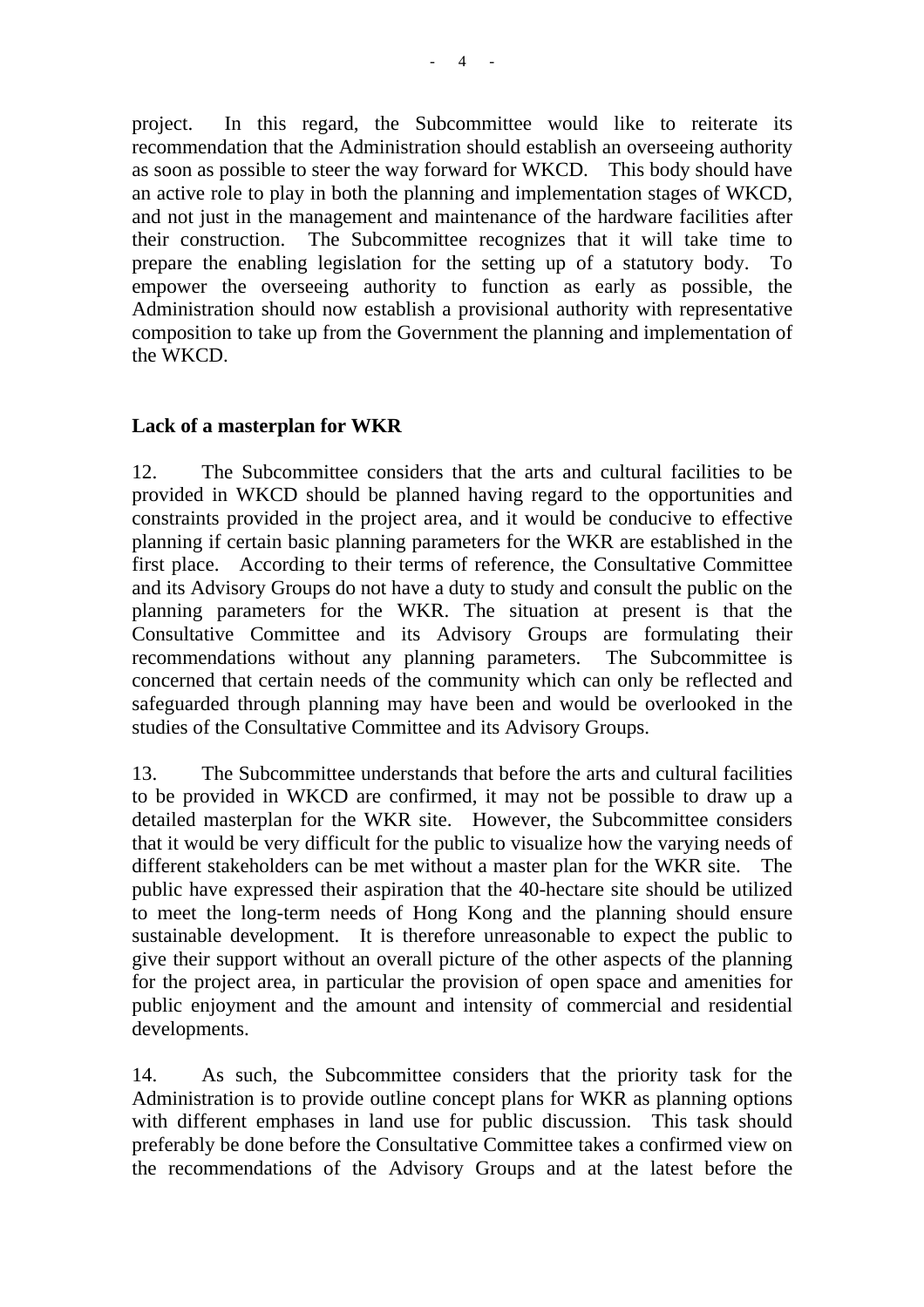project. In this regard, the Subcommittee would like to reiterate its recommendation that the Administration should establish an overseeing authority as soon as possible to steer the way forward for WKCD. This body should have an active role to play in both the planning and implementation stages of WKCD, and not just in the management and maintenance of the hardware facilities after their construction. The Subcommittee recognizes that it will take time to prepare the enabling legislation for the setting up of a statutory body. To empower the overseeing authority to function as early as possible, the Administration should now establish a provisional authority with representative composition to take up from the Government the planning and implementation of the WKCD.

**Lack of a masterplan for WKR**

12. The Subcommittee considers that the arts and cultural facilities to be provided in WKCD should be planned having regard to the opportunities and constraints provided in the project area, and it would be conducive to effective planning if certain basic planning parameters for the WKR are established in the first place. According to their terms of reference, the Consultative Committee and its Advisory Groups do not have a duty to study and consult the public on the planning parameters for the WKR. The situation at present is that the Consultative Committee and its Advisory Groups are formulating their recommendations without any planning parameters. The Subcommittee is concerned that certain needs of the community which can only be reflected and safeguarded through planning may have been and would be overlooked in the studies of the Consultative Committee and its Advisory Groups.

13. The Subcommittee understands that before the arts and cultural facilities to be provided in WKCD are confirmed, it may not be possible to draw up a detailed masterplan for the WKR site. However, the Subcommittee considers that it would be very difficult for the public to visualize how the varying needs of different stakeholders can be met without a master plan for the WKR site. The public have expressed their aspiration that the 40-hectare site should be utilized to meet the long-term needs of Hong Kong and the planning should ensure sustainable development. It is therefore unreasonable to expect the public to give their support without an overall picture of the other aspects of the planning for the project area, in particular the provision of open space and amenities for public enjoyment and the amount and intensity of commercial and residential developments.

14. As such, the Subcommittee considers that the priority task for the Administration is to provide outline concept plans for WKR as planning options with different emphases in land use for public discussion. This task should preferably be done before the Consultative Committee takes a confirmed view on the recommendations of the Advisory Groups and at the latest before the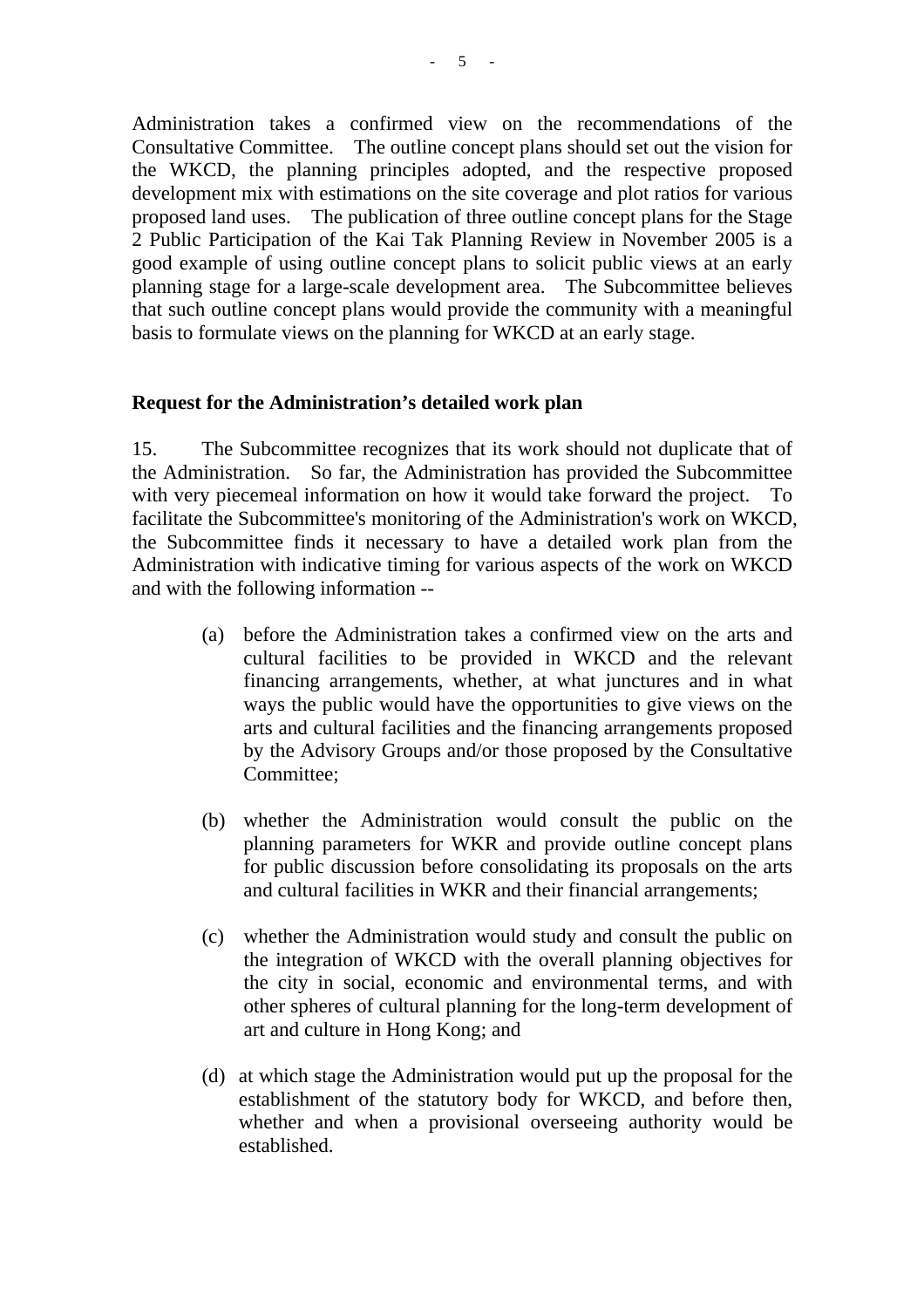Administration takes a confirmed view on the recommendations of the Consultative Committee. The outline concept plans should set out the vision for the WKCD, the planning principles adopted, and the respective proposed development mix with estimations on the site coverage and plot ratios for various proposed land uses. The publication of three outline concept plans for the Stage 2 Public Participation of the Kai Tak Planning Review in November 2005 is a good example of using outline concept plans to solicit public views at an early planning stage for a large-scale development area. The Subcommittee believes that such outline concept plans would provide the community with a meaningful basis to formulate views on the planning for WKCD at an early stage.

**Request for the Administration's detailed work plan**

15. The Subcommittee recognizes that its work should not duplicate that of the Administration. So far, the Administration has provided the Subcommittee with very piecemeal information on how it would take forward the project. To facilitate the Subcommittee's monitoring of the Administration's work on WKCD, the Subcommittee finds it necessary to have a detailed work plan from the Administration with indicative timing for various aspects of the work on WKCD and with the following information --

(a) before the Administration takes a confirmed view on the arts and cultural facilities to be provided in WKCD and the relevant financing arrangements, whether, at what junctures and in what ways the public would have the opportunities to give views on the arts and cultural facilities and the financing arrangements proposed by the Advisory Groups and/or those proposed by the Consultative Committee;

(b) whether the Administration would consult the public on the planning parameters for WKR and provide outline concept plans for public discussion before consolidating its proposals on the arts and cultural facilities in WKR and their financial arrangements;

(c) whether the Administration would study and consult the public on the integration of WKCD with the overall planning objectives for the city in social, economic and environmental terms, and with other spheres of cultural planning for the long-term development of art and culture in Hong Kong; and

(d) at which stage the Administration would put up the proposal for the establishment of the statutory body for WKCD, and before then, whether and when a provisional overseeing authority would be established.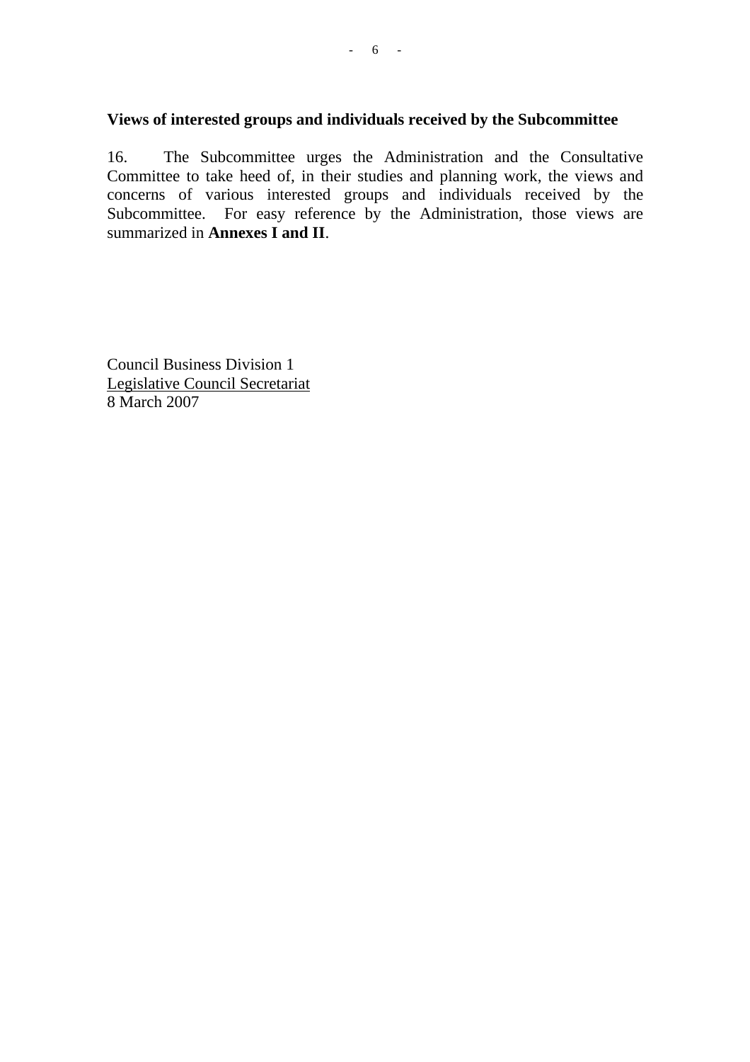**Views of interested groups and individuals received by the Subcommittee**

16. The Subcommittee urges the Administration and the Consultative Committee to take heed of, in their studies and planning work, the views and concerns of various interested groups and individuals received by the Subcommittee. For easy reference by the Administration, those views are summarized in **Annexes I and II**.

Council Business Division 1
Legislative Council Secretariat
8 March 2007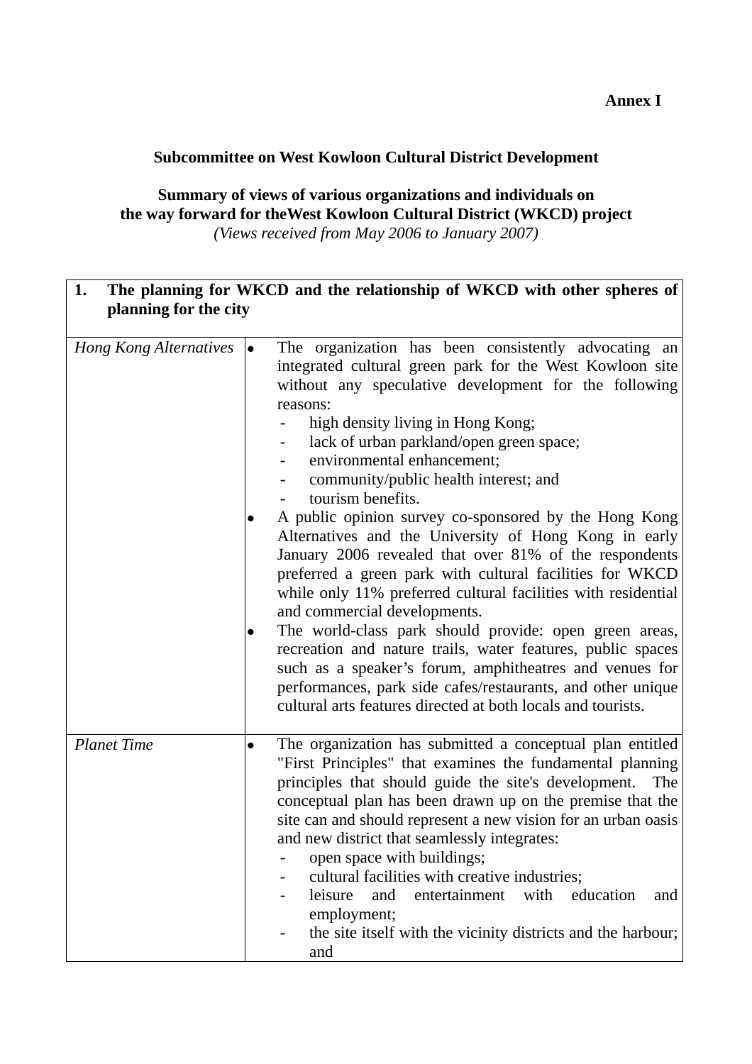**Annex I**

**Subcommittee on West Kowloon Cultural District Development**

**Summary of views of various organizations and individuals on the way forward for theWest Kowloon Cultural District (WKCD) project**

*(Views received from May 2006 to January 2007)*

| **1. The planning for WKCD and the relationship of WKCD with other spheres of planning for the city** | |
|---|---|
| *Hong Kong Alternatives* | • The organization has been consistently advocating an integrated cultural green park for the West Kowloon site without any speculative development for the following reasons:<br>- high density living in Hong Kong;<br>- lack of urban parkland/open green space;<br>- environmental enhancement;<br>- community/public health interest; and<br>- tourism benefits.<br>• A public opinion survey co-sponsored by the Hong Kong Alternatives and the University of Hong Kong in early January 2006 revealed that over 81% of the respondents preferred a green park with cultural facilities for WKCD while only 11% preferred cultural facilities with residential and commercial developments.<br>• The world-class park should provide: open green areas, recreation and nature trails, water features, public spaces such as a speaker's forum, amphitheatres and venues for performances, park side cafes/restaurants, and other unique cultural arts features directed at both locals and tourists. |
| *Planet Time* | • The organization has submitted a conceptual plan entitled "First Principles" that examines the fundamental planning principles that should guide the site's development. The conceptual plan has been drawn up on the premise that the site can and should represent a new vision for an urban oasis and new district that seamlessly integrates:<br>- open space with buildings;<br>- cultural facilities with creative industries;<br>- leisure and entertainment with education and employment;<br>- the site itself with the vicinity districts and the harbour; and |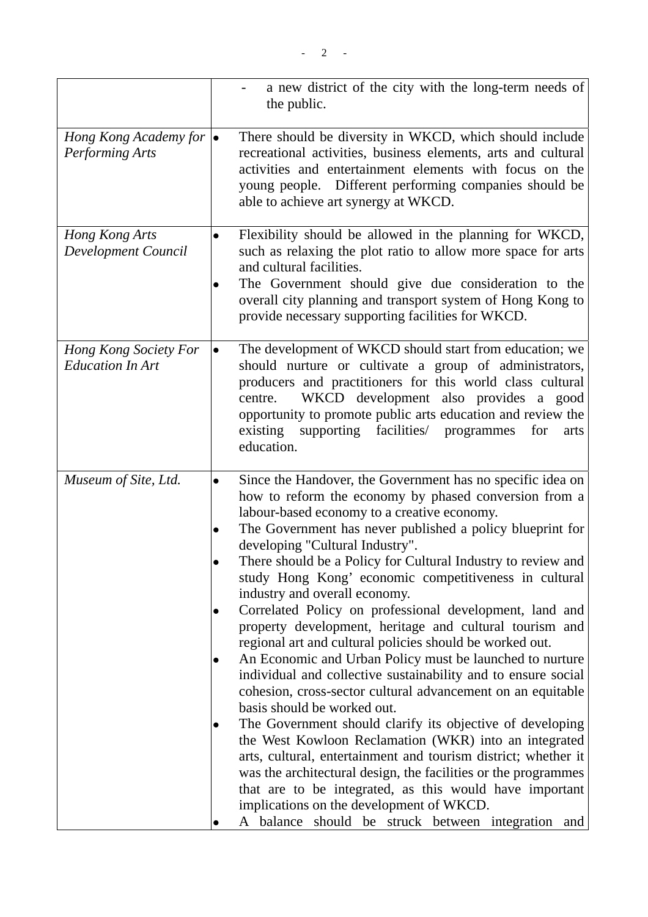| | |
|---|---|
| | - a new district of the city with the long-term needs of the public. |
| *Hong Kong Academy for Performing Arts* | • There should be diversity in WKCD, which should include recreational activities, business elements, arts and cultural activities and entertainment elements with focus on the young people. Different performing companies should be able to achieve art synergy at WKCD. |
| *Hong Kong Arts Development Council* | • Flexibility should be allowed in the planning for WKCD, such as relaxing the plot ratio to allow more space for arts and cultural facilities.<br>• The Government should give due consideration to the overall city planning and transport system of Hong Kong to provide necessary supporting facilities for WKCD. |
| *Hong Kong Society For Education In Art* | • The development of WKCD should start from education; we should nurture or cultivate a group of administrators, producers and practitioners for this world class cultural centre. WKCD development also provides a good opportunity to promote public arts education and review the existing supporting facilities/ programmes for arts education. |
| *Museum of Site, Ltd.* | • Since the Handover, the Government has no specific idea on how to reform the economy by phased conversion from a labour-based economy to a creative economy.<br>• The Government has never published a policy blueprint for developing "Cultural Industry".<br>• There should be a Policy for Cultural Industry to review and study Hong Kong' economic competitiveness in cultural industry and overall economy.<br>• Correlated Policy on professional development, land and property development, heritage and cultural tourism and regional art and cultural policies should be worked out.<br>• An Economic and Urban Policy must be launched to nurture individual and collective sustainability and to ensure social cohesion, cross-sector cultural advancement on an equitable basis should be worked out.<br>• The Government should clarify its objective of developing the West Kowloon Reclamation (WKR) into an integrated arts, cultural, entertainment and tourism district; whether it was the architectural design, the facilities or the programmes that are to be integrated, as this would have important implications on the development of WKCD.<br>• A balance should be struck between integration and |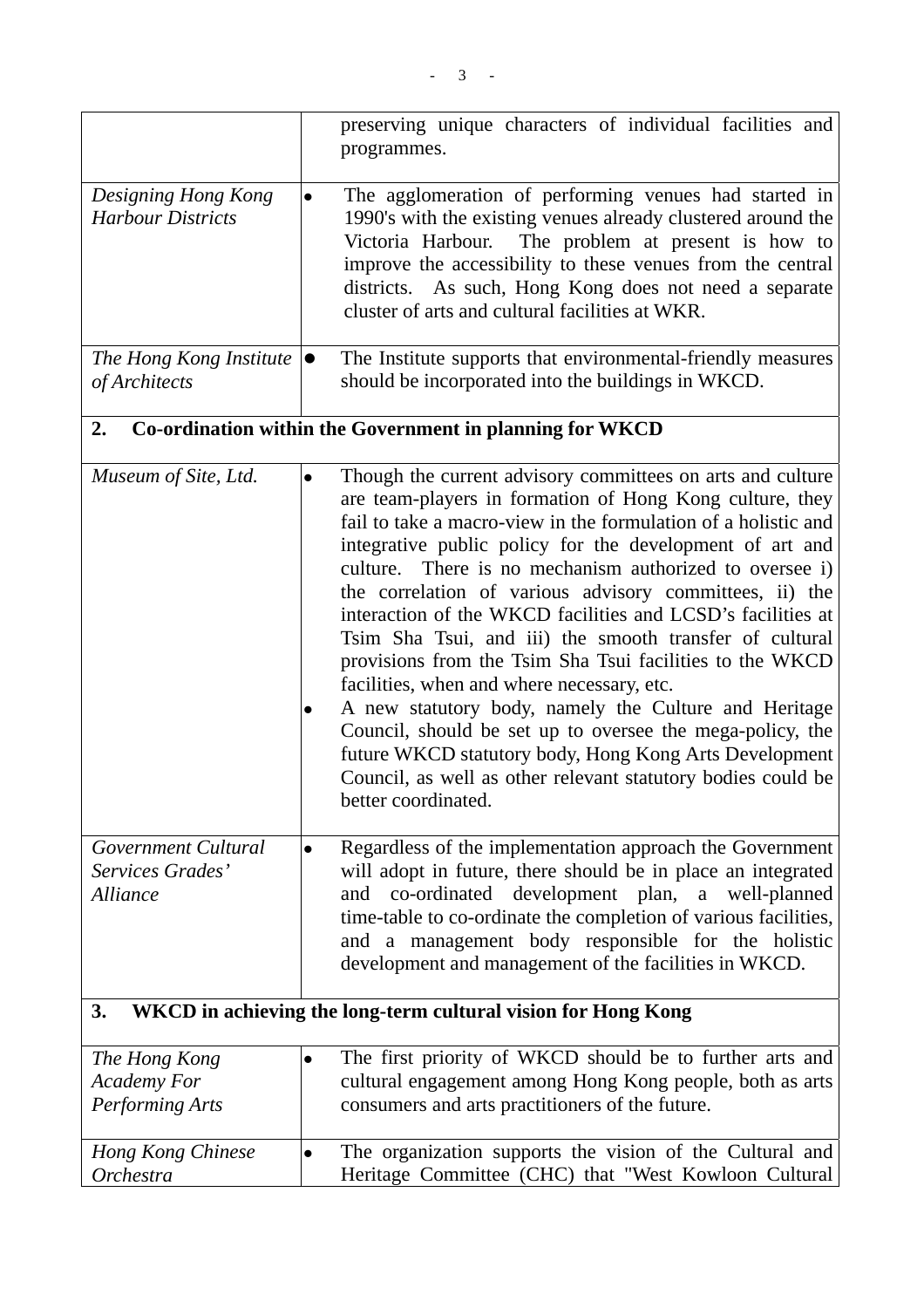| | |
|---|---|
| | preserving unique characters of individual facilities and programmes. |
| *Designing Hong Kong Harbour Districts* | • The agglomeration of performing venues had started in 1990's with the existing venues already clustered around the Victoria Harbour. The problem at present is how to improve the accessibility to these venues from the central districts. As such, Hong Kong does not need a separate cluster of arts and cultural facilities at WKR. |
| *The Hong Kong Institute of Architects* | • The Institute supports that environmental-friendly measures should be incorporated into the buildings in WKCD. |
| **2. Co-ordination within the Government in planning for WKCD** | |
| *Museum of Site, Ltd.* | • Though the current advisory committees on arts and culture are team-players in formation of Hong Kong culture, they fail to take a macro-view in the formulation of a holistic and integrative public policy for the development of art and culture. There is no mechanism authorized to oversee i) the correlation of various advisory committees, ii) the interaction of the WKCD facilities and LCSD's facilities at Tsim Sha Tsui, and iii) the smooth transfer of cultural provisions from the Tsim Sha Tsui facilities to the WKCD facilities, when and where necessary, etc.<br>• A new statutory body, namely the Culture and Heritage Council, should be set up to oversee the mega-policy, the future WKCD statutory body, Hong Kong Arts Development Council, as well as other relevant statutory bodies could be better coordinated. |
| *Government Cultural Services Grades' Alliance* | • Regardless of the implementation approach the Government will adopt in future, there should be in place an integrated and co-ordinated development plan, a well-planned time-table to co-ordinate the completion of various facilities, and a management body responsible for the holistic development and management of the facilities in WKCD. |
| **3. WKCD in achieving the long-term cultural vision for Hong Kong** | |
| *The Hong Kong Academy For Performing Arts* | • The first priority of WKCD should be to further arts and cultural engagement among Hong Kong people, both as arts consumers and arts practitioners of the future. |
| *Hong Kong Chinese Orchestra* | • The organization supports the vision of the Cultural and Heritage Committee (CHC) that "West Kowloon Cultural |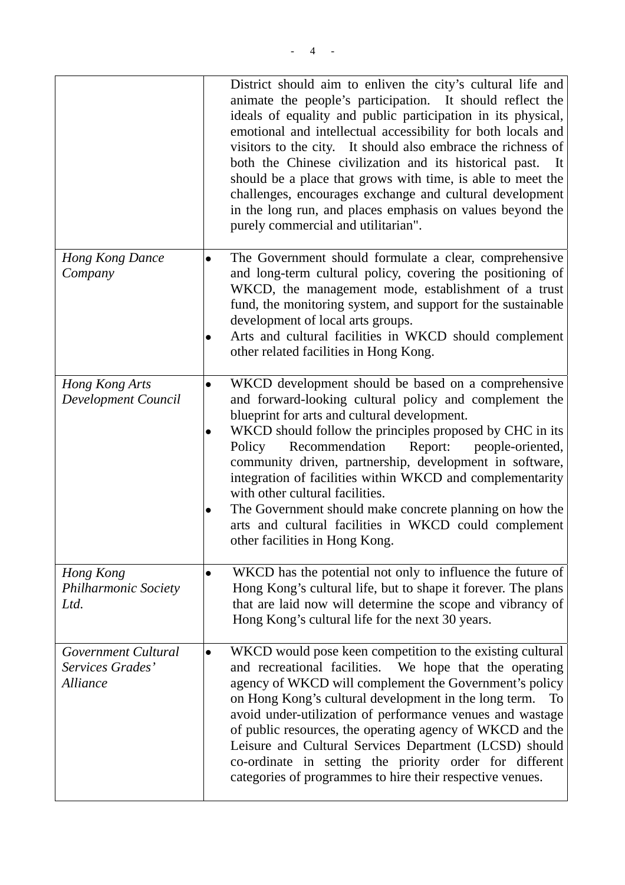| | |
|---|---|
| | District should aim to enliven the city's cultural life and animate the people's participation. It should reflect the ideals of equality and public participation in its physical, emotional and intellectual accessibility for both locals and visitors to the city. It should also embrace the richness of both the Chinese civilization and its historical past. It should be a place that grows with time, is able to meet the challenges, encourages exchange and cultural development in the long run, and places emphasis on values beyond the purely commercial and utilitarian". |
| *Hong Kong Dance Company* | • The Government should formulate a clear, comprehensive and long-term cultural policy, covering the positioning of WKCD, the management mode, establishment of a trust fund, the monitoring system, and support for the sustainable development of local arts groups.<br>• Arts and cultural facilities in WKCD should complement other related facilities in Hong Kong. |
| *Hong Kong Arts Development Council* | • WKCD development should be based on a comprehensive and forward-looking cultural policy and complement the blueprint for arts and cultural development.<br>• WKCD should follow the principles proposed by CHC in its Policy Recommendation Report: people-oriented, community driven, partnership, development in software, integration of facilities within WKCD and complementarity with other cultural facilities.<br>• The Government should make concrete planning on how the arts and cultural facilities in WKCD could complement other facilities in Hong Kong. |
| *Hong Kong Philharmonic Society Ltd.* | • WKCD has the potential not only to influence the future of Hong Kong's cultural life, but to shape it forever. The plans that are laid now will determine the scope and vibrancy of Hong Kong's cultural life for the next 30 years. |
| *Government Cultural Services Grades' Alliance* | • WKCD would pose keen competition to the existing cultural and recreational facilities. We hope that the operating agency of WKCD will complement the Government's policy on Hong Kong's cultural development in the long term. To avoid under-utilization of performance venues and wastage of public resources, the operating agency of WKCD and the Leisure and Cultural Services Department (LCSD) should co-ordinate in setting the priority order for different categories of programmes to hire their respective venues. |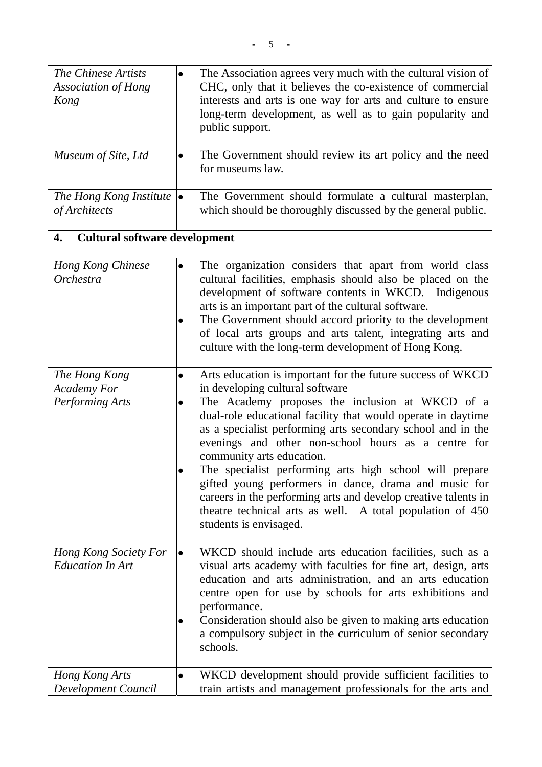| | |
|---|---|
| *The Chinese Artists Association of Hong Kong* | • The Association agrees very much with the cultural vision of CHC, only that it believes the co-existence of commercial interests and arts is one way for arts and culture to ensure long-term development, as well as to gain popularity and public support. |
| *Museum of Site, Ltd* | • The Government should review its art policy and the need for museums law. |
| *The Hong Kong Institute of Architects* | • The Government should formulate a cultural masterplan, which should be thoroughly discussed by the general public. |
| **4. Cultural software development** | |
| *Hong Kong Chinese Orchestra* | • The organization considers that apart from world class cultural facilities, emphasis should also be placed on the development of software contents in WKCD. Indigenous arts is an important part of the cultural software.<br>• The Government should accord priority to the development of local arts groups and arts talent, integrating arts and culture with the long-term development of Hong Kong. |
| *The Hong Kong Academy For Performing Arts* | • Arts education is important for the future success of WKCD in developing cultural software<br>• The Academy proposes the inclusion at WKCD of a dual-role educational facility that would operate in daytime as a specialist performing arts secondary school and in the evenings and other non-school hours as a centre for community arts education.<br>• The specialist performing arts high school will prepare gifted young performers in dance, drama and music for careers in the performing arts and develop creative talents in theatre technical arts as well. A total population of 450 students is envisaged. |
| *Hong Kong Society For Education In Art* | • WKCD should include arts education facilities, such as a visual arts academy with faculties for fine art, design, arts education and arts administration, and an arts education centre open for use by schools for arts exhibitions and performance.<br>• Consideration should also be given to making arts education a compulsory subject in the curriculum of senior secondary schools. |
| *Hong Kong Arts Development Council* | • WKCD development should provide sufficient facilities to train artists and management professionals for the arts and |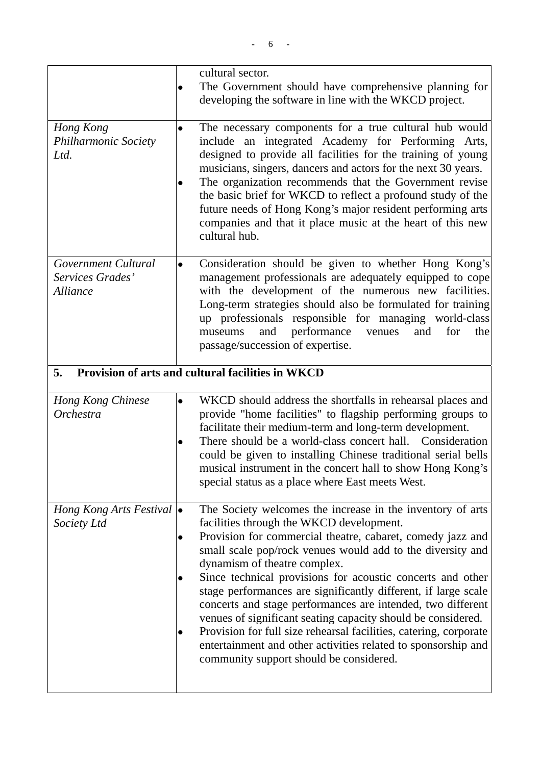| | |
|---|---|
| | cultural sector.<br>• The Government should have comprehensive planning for developing the software in line with the WKCD project. |
| *Hong Kong Philharmonic Society Ltd.* | • The necessary components for a true cultural hub would include an integrated Academy for Performing Arts, designed to provide all facilities for the training of young musicians, singers, dancers and actors for the next 30 years.<br>• The organization recommends that the Government revise the basic brief for WKCD to reflect a profound study of the future needs of Hong Kong's major resident performing arts companies and that it place music at the heart of this new cultural hub. |
| *Government Cultural Services Grades' Alliance* | • Consideration should be given to whether Hong Kong's management professionals are adequately equipped to cope with the development of the numerous new facilities. Long-term strategies should also be formulated for training up professionals responsible for managing world-class museums and performance venues and for the passage/succession of expertise. |
| **5. Provision of arts and cultural facilities in WKCD** | |
| *Hong Kong Chinese Orchestra* | • WKCD should address the shortfalls in rehearsal places and provide "home facilities" to flagship performing groups to facilitate their medium-term and long-term development.<br>• There should be a world-class concert hall. Consideration could be given to installing Chinese traditional serial bells musical instrument in the concert hall to show Hong Kong's special status as a place where East meets West. |
| *Hong Kong Arts Festival Society Ltd* | • The Society welcomes the increase in the inventory of arts facilities through the WKCD development.<br>• Provision for commercial theatre, cabaret, comedy jazz and small scale pop/rock venues would add to the diversity and dynamism of theatre complex.<br>• Since technical provisions for acoustic concerts and other stage performances are significantly different, if large scale concerts and stage performances are intended, two different venues of significant seating capacity should be considered.<br>• Provision for full size rehearsal facilities, catering, corporate entertainment and other activities related to sponsorship and community support should be considered. |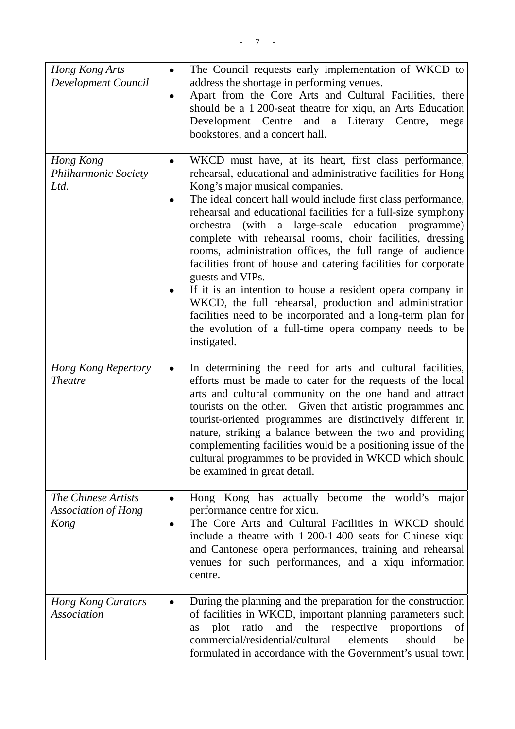| | |
|---|---|
| *Hong Kong Arts Development Council* | • The Council requests early implementation of WKCD to address the shortage in performing venues.<br>• Apart from the Core Arts and Cultural Facilities, there should be a 1 200-seat theatre for xiqu, an Arts Education Development Centre and a Literary Centre, mega bookstores, and a concert hall. |
| *Hong Kong Philharmonic Society Ltd.* | • WKCD must have, at its heart, first class performance, rehearsal, educational and administrative facilities for Hong Kong's major musical companies.<br>• The ideal concert hall would include first class performance, rehearsal and educational facilities for a full-size symphony orchestra (with a large-scale education programme) complete with rehearsal rooms, choir facilities, dressing rooms, administration offices, the full range of audience facilities front of house and catering facilities for corporate guests and VIPs.<br>• If it is an intention to house a resident opera company in WKCD, the full rehearsal, production and administration facilities need to be incorporated and a long-term plan for the evolution of a full-time opera company needs to be instigated. |
| *Hong Kong Repertory Theatre* | • In determining the need for arts and cultural facilities, efforts must be made to cater for the requests of the local arts and cultural community on the one hand and attract tourists on the other. Given that artistic programmes and tourist-oriented programmes are distinctively different in nature, striking a balance between the two and providing complementing facilities would be a positioning issue of the cultural programmes to be provided in WKCD which should be examined in great detail. |
| *The Chinese Artists Association of Hong Kong* | • Hong Kong has actually become the world's major performance centre for xiqu.<br>• The Core Arts and Cultural Facilities in WKCD should include a theatre with 1 200-1 400 seats for Chinese xiqu and Cantonese opera performances, training and rehearsal venues for such performances, and a xiqu information centre. |
| *Hong Kong Curators Association* | • During the planning and the preparation for the construction of facilities in WKCD, important planning parameters such as plot ratio and the respective proportions of commercial/residential/cultural elements should be formulated in accordance with the Government's usual town |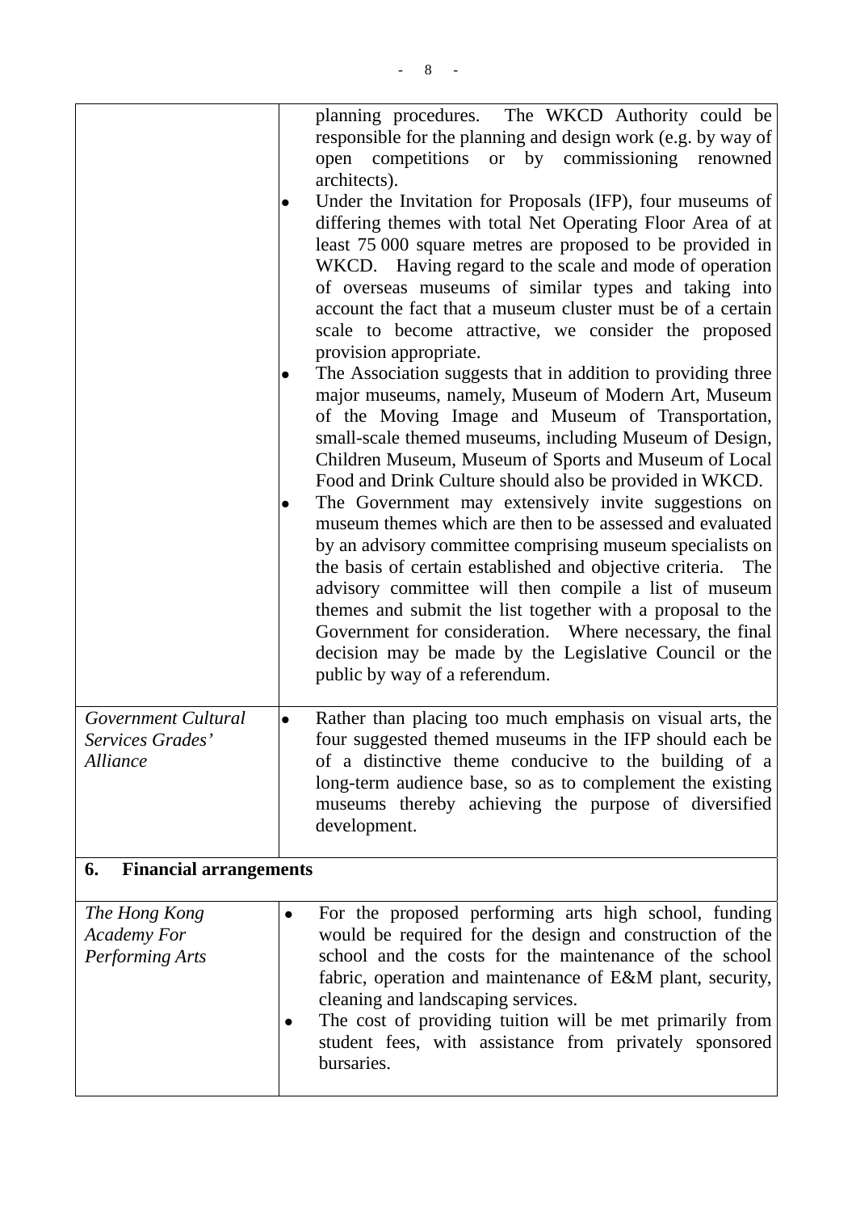| | |
|---|---|
| | planning procedures. The WKCD Authority could be responsible for the planning and design work (e.g. by way of open competitions or by commissioning renowned architects).<br>• Under the Invitation for Proposals (IFP), four museums of differing themes with total Net Operating Floor Area of at least 75 000 square metres are proposed to be provided in WKCD. Having regard to the scale and mode of operation of overseas museums of similar types and taking into account the fact that a museum cluster must be of a certain scale to become attractive, we consider the proposed provision appropriate.<br>• The Association suggests that in addition to providing three major museums, namely, Museum of Modern Art, Museum of the Moving Image and Museum of Transportation, small-scale themed museums, including Museum of Design, Children Museum, Museum of Sports and Museum of Local Food and Drink Culture should also be provided in WKCD.<br>• The Government may extensively invite suggestions on museum themes which are then to be assessed and evaluated by an advisory committee comprising museum specialists on the basis of certain established and objective criteria. The advisory committee will then compile a list of museum themes and submit the list together with a proposal to the Government for consideration. Where necessary, the final decision may be made by the Legislative Council or the public by way of a referendum. |
| *Government Cultural Services Grades' Alliance* | • Rather than placing too much emphasis on visual arts, the four suggested themed museums in the IFP should each be of a distinctive theme conducive to the building of a long-term audience base, so as to complement the existing museums thereby achieving the purpose of diversified development. |
| **6. Financial arrangements** | |
| *The Hong Kong Academy For Performing Arts* | • For the proposed performing arts high school, funding would be required for the design and construction of the school and the costs for the maintenance of the school fabric, operation and maintenance of E&M plant, security, cleaning and landscaping services.<br>• The cost of providing tuition will be met primarily from student fees, with assistance from privately sponsored bursaries. |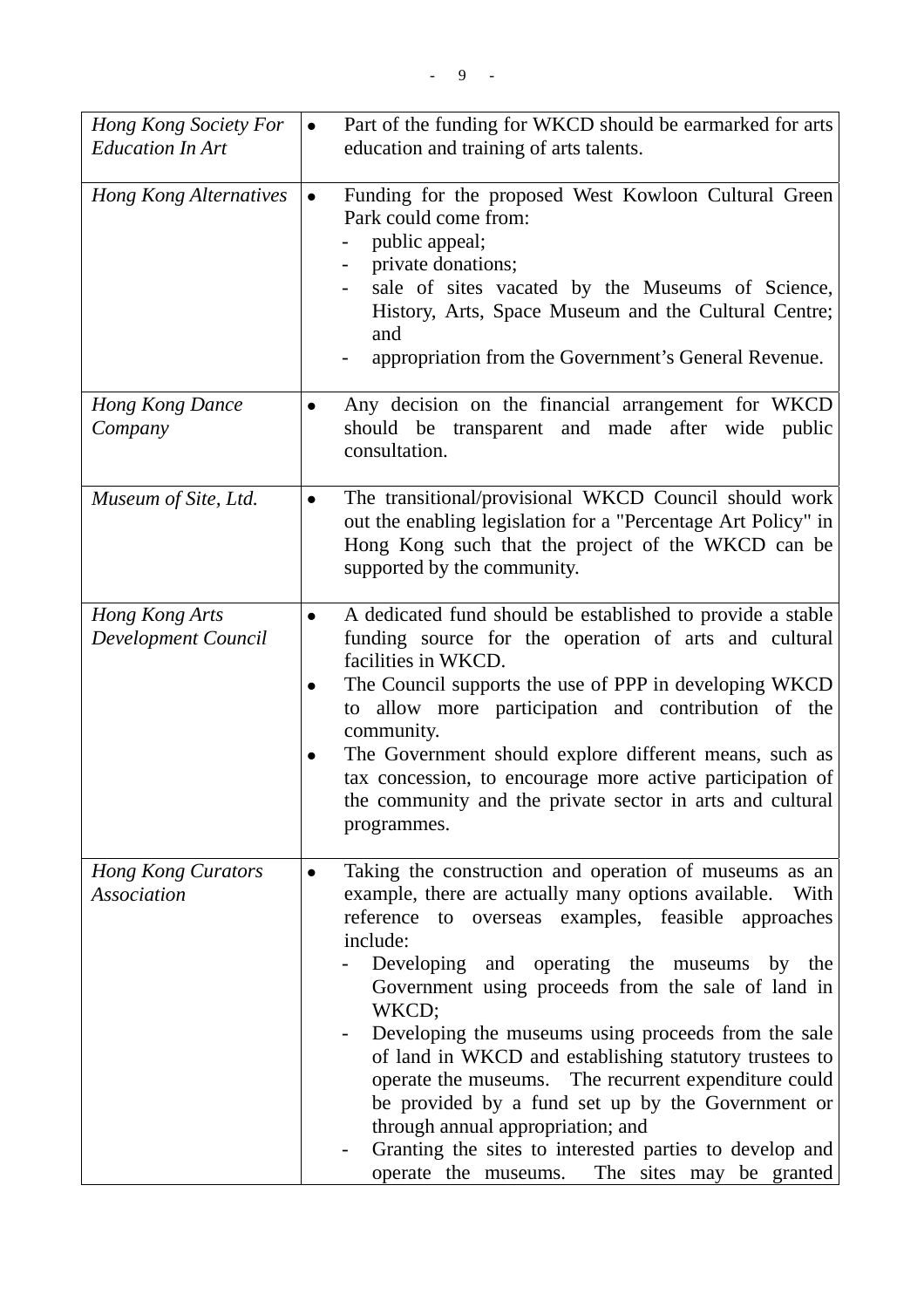| | |
|---|---|
| *Hong Kong Society For Education In Art* | • Part of the funding for WKCD should be earmarked for arts education and training of arts talents. |
| *Hong Kong Alternatives* | • Funding for the proposed West Kowloon Cultural Green Park could come from:<br>- public appeal;<br>- private donations;<br>- sale of sites vacated by the Museums of Science, History, Arts, Space Museum and the Cultural Centre; and<br>- appropriation from the Government's General Revenue. |
| *Hong Kong Dance Company* | • Any decision on the financial arrangement for WKCD should be transparent and made after wide public consultation. |
| *Museum of Site, Ltd.* | • The transitional/provisional WKCD Council should work out the enabling legislation for a "Percentage Art Policy" in Hong Kong such that the project of the WKCD can be supported by the community. |
| *Hong Kong Arts Development Council* | • A dedicated fund should be established to provide a stable funding source for the operation of arts and cultural facilities in WKCD.<br>• The Council supports the use of PPP in developing WKCD to allow more participation and contribution of the community.<br>• The Government should explore different means, such as tax concession, to encourage more active participation of the community and the private sector in arts and cultural programmes. |
| *Hong Kong Curators Association* | • Taking the construction and operation of museums as an example, there are actually many options available. With reference to overseas examples, feasible approaches include:<br>- Developing and operating the museums by the Government using proceeds from the sale of land in WKCD;<br>- Developing the museums using proceeds from the sale of land in WKCD and establishing statutory trustees to operate the museums. The recurrent expenditure could be provided by a fund set up by the Government or through annual appropriation; and<br>- Granting the sites to interested parties to develop and operate the museums. The sites may be granted |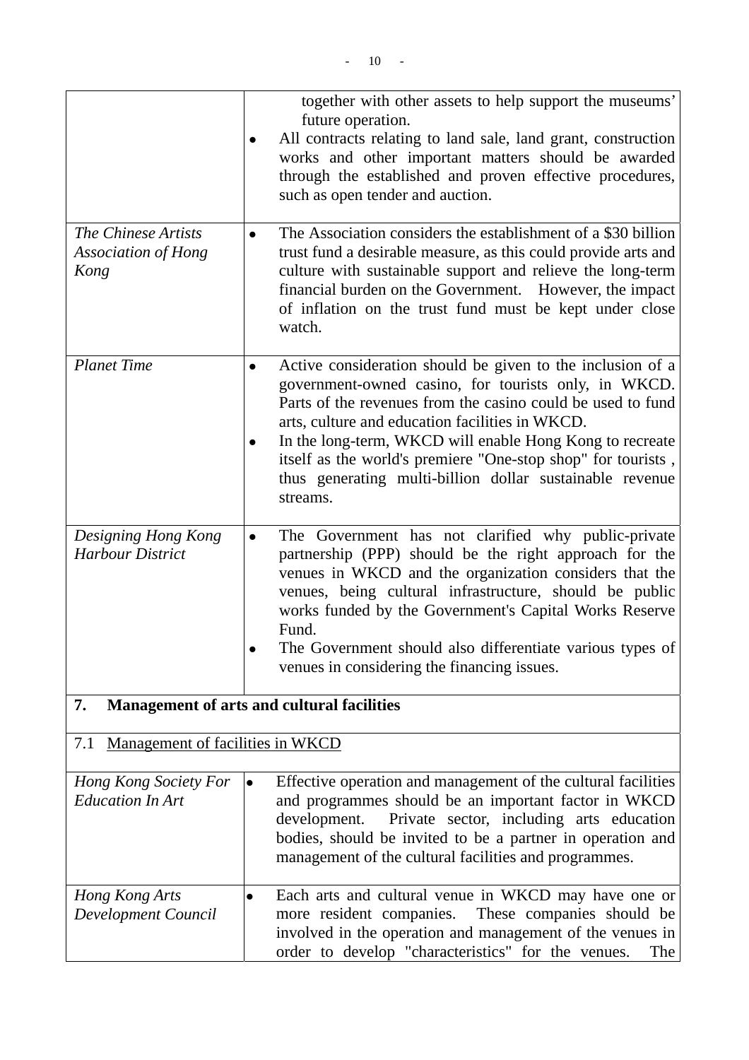| | |
|---|---|
| | together with other assets to help support the museums' future operation.<br>• All contracts relating to land sale, land grant, construction works and other important matters should be awarded through the established and proven effective procedures, such as open tender and auction. |
| *The Chinese Artists Association of Hong Kong* | • The Association considers the establishment of a \$30 billion trust fund a desirable measure, as this could provide arts and culture with sustainable support and relieve the long-term financial burden on the Government. However, the impact of inflation on the trust fund must be kept under close watch. |
| *Planet Time* | • Active consideration should be given to the inclusion of a government-owned casino, for tourists only, in WKCD. Parts of the revenues from the casino could be used to fund arts, culture and education facilities in WKCD.<br>• In the long-term, WKCD will enable Hong Kong to recreate itself as the world's premiere "One-stop shop" for tourists , thus generating multi-billion dollar sustainable revenue streams. |
| *Designing Hong Kong Harbour District* | • The Government has not clarified why public-private partnership (PPP) should be the right approach for the venues in WKCD and the organization considers that the venues, being cultural infrastructure, should be public works funded by the Government's Capital Works Reserve Fund.<br>• The Government should also differentiate various types of venues in considering the financing issues. |
| **7. Management of arts and cultural facilities** | |
| 7.1 <u>Management of facilities in WKCD</u> | |
| *Hong Kong Society For Education In Art* | • Effective operation and management of the cultural facilities and programmes should be an important factor in WKCD development. Private sector, including arts education bodies, should be invited to be a partner in operation and management of the cultural facilities and programmes. |
| *Hong Kong Arts Development Council* | • Each arts and cultural venue in WKCD may have one or more resident companies. These companies should be involved in the operation and management of the venues in order to develop "characteristics" for the venues. The |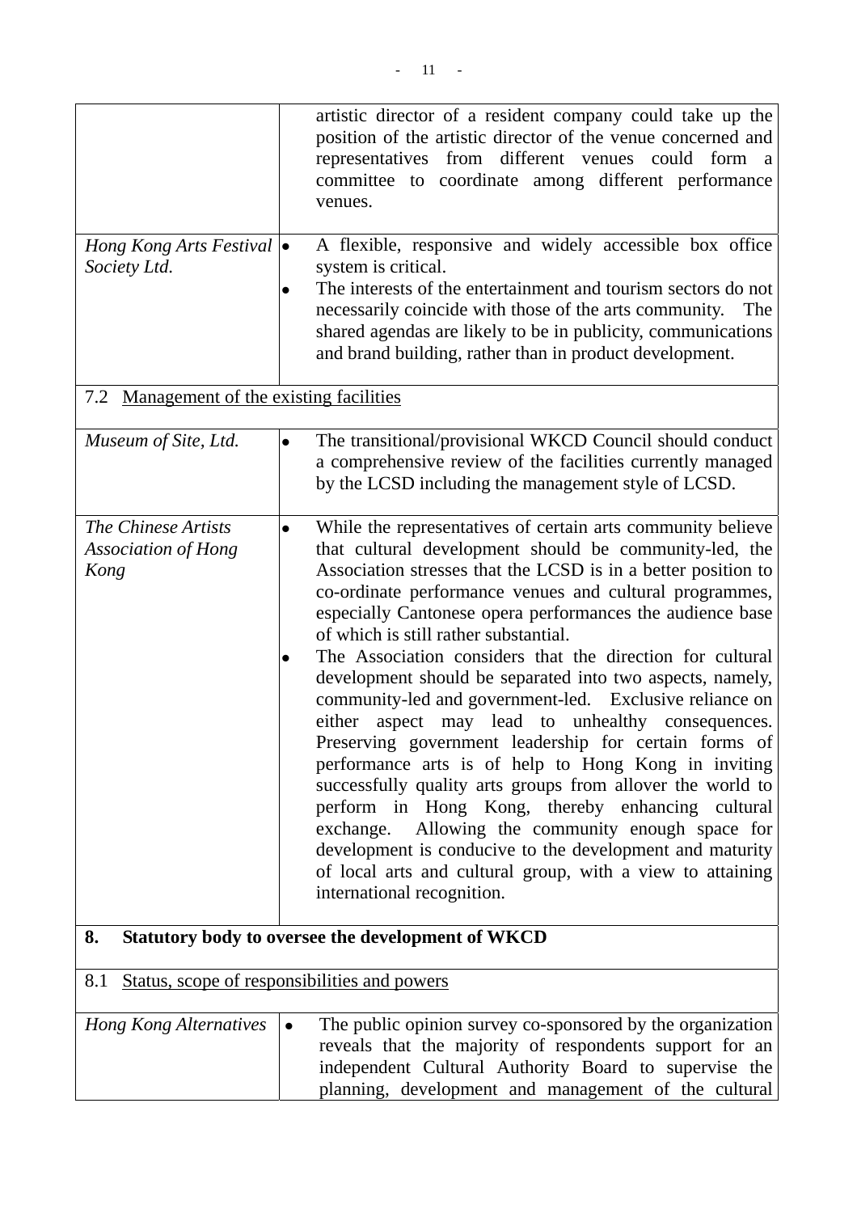| | |
|---|---|
| | artistic director of a resident company could take up the position of the artistic director of the venue concerned and representatives from different venues could form a committee to coordinate among different performance venues. |
| *Hong Kong Arts Festival Society Ltd.* | • A flexible, responsive and widely accessible box office system is critical.<br>• The interests of the entertainment and tourism sectors do not necessarily coincide with those of the arts community. The shared agendas are likely to be in publicity, communications and brand building, rather than in product development. |
| 7.2 <u>Management of the existing facilities</u> | |
| *Museum of Site, Ltd.* | • The transitional/provisional WKCD Council should conduct a comprehensive review of the facilities currently managed by the LCSD including the management style of LCSD. |
| *The Chinese Artists Association of Hong Kong* | • While the representatives of certain arts community believe that cultural development should be community-led, the Association stresses that the LCSD is in a better position to co-ordinate performance venues and cultural programmes, especially Cantonese opera performances the audience base of which is still rather substantial.<br>• The Association considers that the direction for cultural development should be separated into two aspects, namely, community-led and government-led. Exclusive reliance on either aspect may lead to unhealthy consequences. Preserving government leadership for certain forms of performance arts is of help to Hong Kong in inviting successfully quality arts groups from allover the world to perform in Hong Kong, thereby enhancing cultural exchange. Allowing the community enough space for development is conducive to the development and maturity of local arts and cultural group, with a view to attaining international recognition. |
| **8. Statutory body to oversee the development of WKCD** | |
| 8.1 <u>Status, scope of responsibilities and powers</u> | |
| *Hong Kong Alternatives* | • The public opinion survey co-sponsored by the organization reveals that the majority of respondents support for an independent Cultural Authority Board to supervise the planning, development and management of the cultural |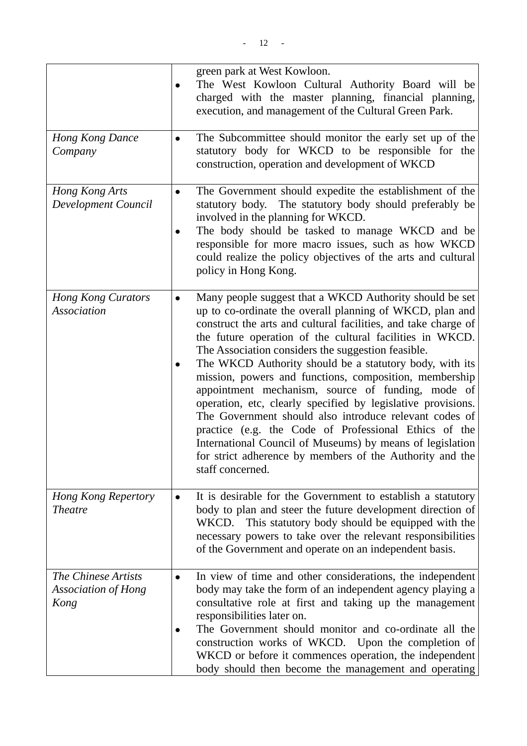| | |
|---|---|
| | green park at West Kowloon.<br>• The West Kowloon Cultural Authority Board will be charged with the master planning, financial planning, execution, and management of the Cultural Green Park. |
| *Hong Kong Dance Company* | • The Subcommittee should monitor the early set up of the statutory body for WKCD to be responsible for the construction, operation and development of WKCD |
| *Hong Kong Arts Development Council* | • The Government should expedite the establishment of the statutory body. The statutory body should preferably be involved in the planning for WKCD.<br>• The body should be tasked to manage WKCD and be responsible for more macro issues, such as how WKCD could realize the policy objectives of the arts and cultural policy in Hong Kong. |
| *Hong Kong Curators Association* | • Many people suggest that a WKCD Authority should be set up to co-ordinate the overall planning of WKCD, plan and construct the arts and cultural facilities, and take charge of the future operation of the cultural facilities in WKCD. The Association considers the suggestion feasible.<br>• The WKCD Authority should be a statutory body, with its mission, powers and functions, composition, membership appointment mechanism, source of funding, mode of operation, etc, clearly specified by legislative provisions. The Government should also introduce relevant codes of practice (e.g. the Code of Professional Ethics of the International Council of Museums) by means of legislation for strict adherence by members of the Authority and the staff concerned. |
| *Hong Kong Repertory Theatre* | • It is desirable for the Government to establish a statutory body to plan and steer the future development direction of WKCD. This statutory body should be equipped with the necessary powers to take over the relevant responsibilities of the Government and operate on an independent basis. |
| *The Chinese Artists Association of Hong Kong* | • In view of time and other considerations, the independent body may take the form of an independent agency playing a consultative role at first and taking up the management responsibilities later on.<br>• The Government should monitor and co-ordinate all the construction works of WKCD. Upon the completion of WKCD or before it commences operation, the independent body should then become the management and operating |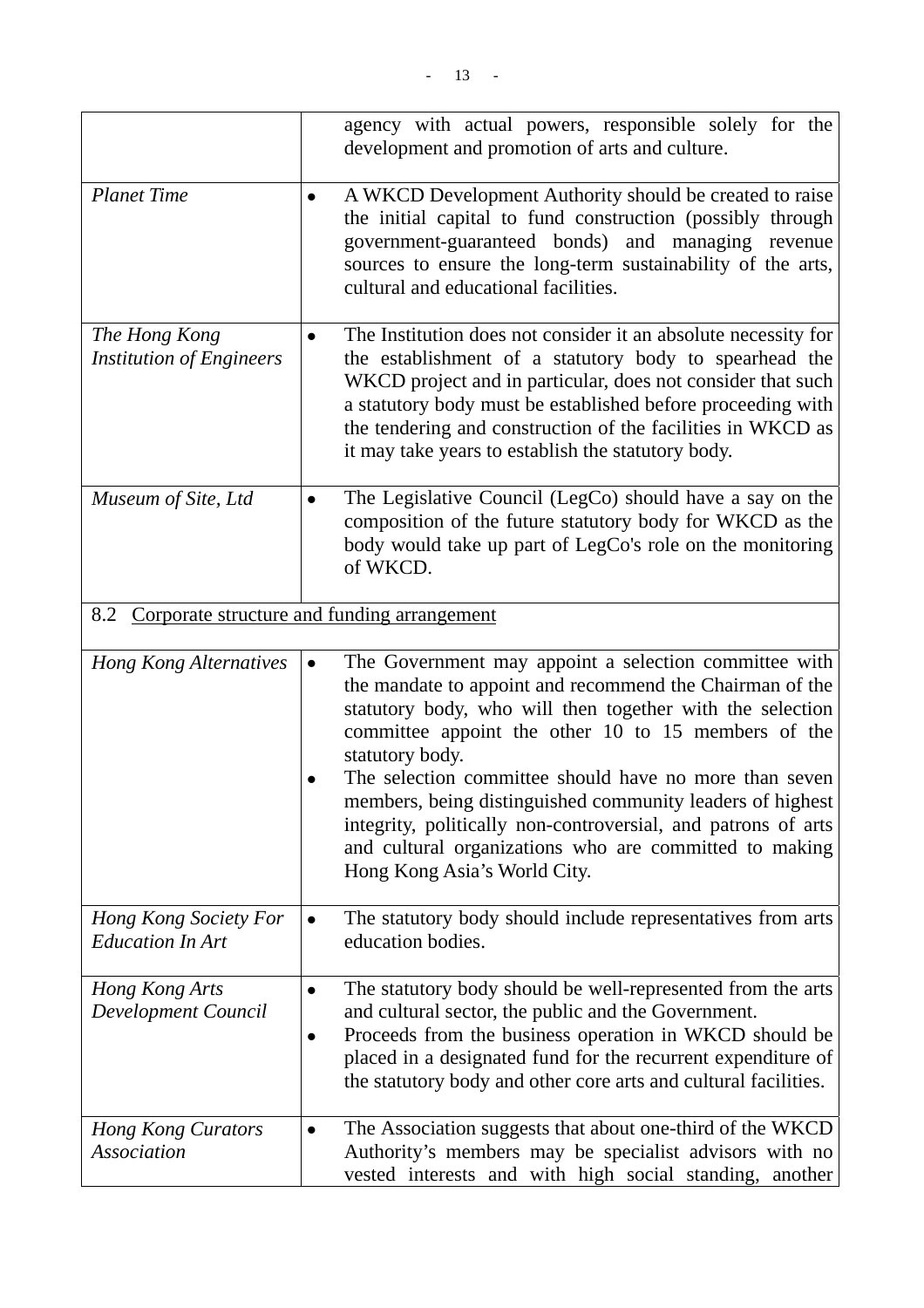| | |
|---|---|
| | agency with actual powers, responsible solely for the development and promotion of arts and culture. |
| *Planet Time* | • A WKCD Development Authority should be created to raise the initial capital to fund construction (possibly through government-guaranteed bonds) and managing revenue sources to ensure the long-term sustainability of the arts, cultural and educational facilities. |
| *The Hong Kong Institution of Engineers* | • The Institution does not consider it an absolute necessity for the establishment of a statutory body to spearhead the WKCD project and in particular, does not consider that such a statutory body must be established before proceeding with the tendering and construction of the facilities in WKCD as it may take years to establish the statutory body. |
| *Museum of Site, Ltd* | • The Legislative Council (LegCo) should have a say on the composition of the future statutory body for WKCD as the body would take up part of LegCo's role on the monitoring of WKCD. |
| 8.2 <u>Corporate structure and funding arrangement</u> | |
| *Hong Kong Alternatives* | • The Government may appoint a selection committee with the mandate to appoint and recommend the Chairman of the statutory body, who will then together with the selection committee appoint the other 10 to 15 members of the statutory body.<br>• The selection committee should have no more than seven members, being distinguished community leaders of highest integrity, politically non-controversial, and patrons of arts and cultural organizations who are committed to making Hong Kong Asia's World City. |
| *Hong Kong Society For Education In Art* | • The statutory body should include representatives from arts education bodies. |
| *Hong Kong Arts Development Council* | • The statutory body should be well-represented from the arts and cultural sector, the public and the Government.<br>• Proceeds from the business operation in WKCD should be placed in a designated fund for the recurrent expenditure of the statutory body and other core arts and cultural facilities. |
| *Hong Kong Curators Association* | • The Association suggests that about one-third of the WKCD Authority's members may be specialist advisors with no vested interests and with high social standing, another |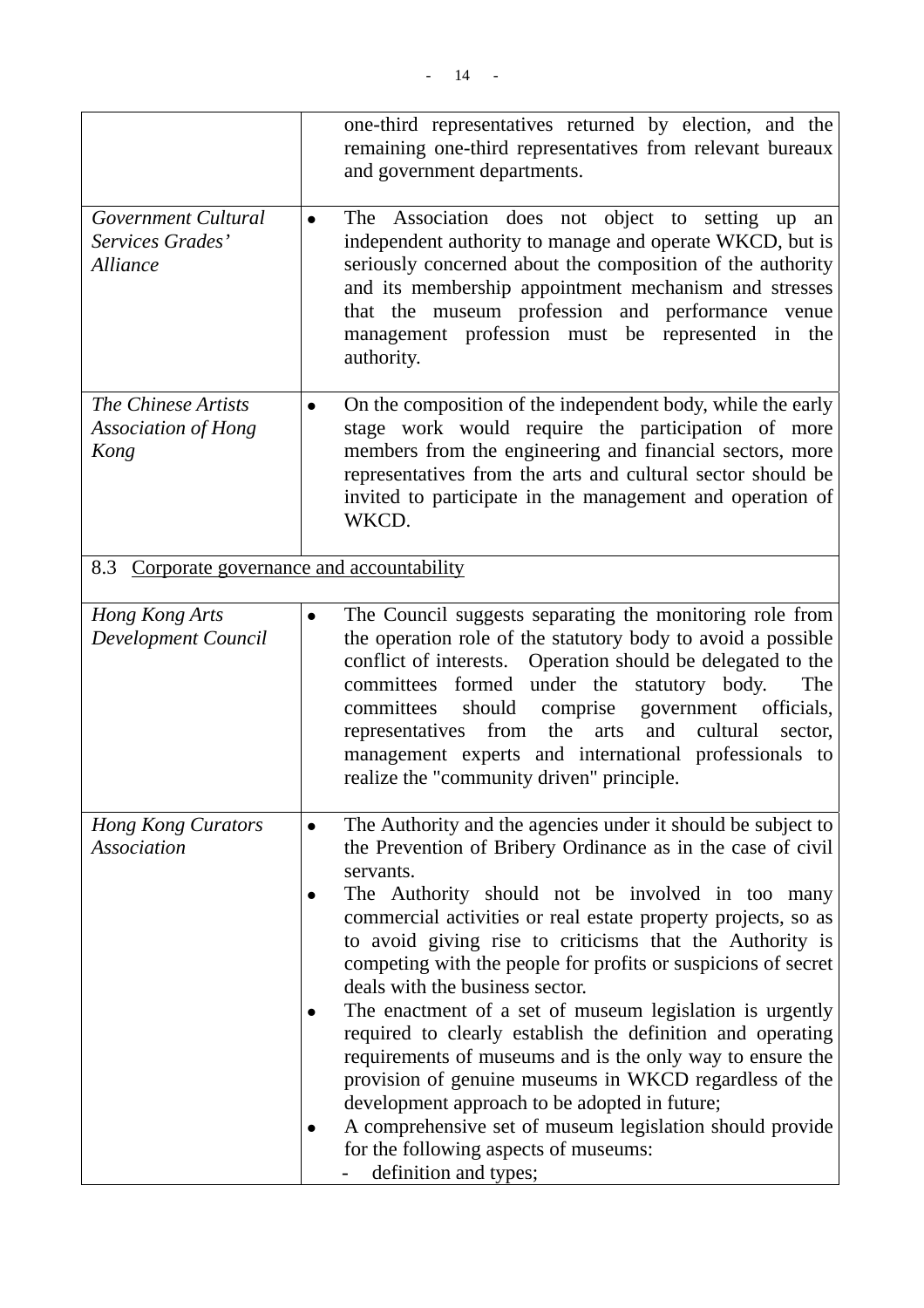| | |
|---|---|
| | one-third representatives returned by election, and the remaining one-third representatives from relevant bureaux and government departments. |
| *Government Cultural Services Grades' Alliance* | • The Association does not object to setting up an independent authority to manage and operate WKCD, but is seriously concerned about the composition of the authority and its membership appointment mechanism and stresses that the museum profession and performance venue management profession must be represented in the authority. |
| *The Chinese Artists Association of Hong Kong* | • On the composition of the independent body, while the early stage work would require the participation of more members from the engineering and financial sectors, more representatives from the arts and cultural sector should be invited to participate in the management and operation of WKCD. |
| 8.3 <u>Corporate governance and accountability</u> | |
| *Hong Kong Arts Development Council* | • The Council suggests separating the monitoring role from the operation role of the statutory body to avoid a possible conflict of interests. Operation should be delegated to the committees formed under the statutory body. The committees should comprise government officials, representatives from the arts and cultural sector, management experts and international professionals to realize the "community driven" principle. |
| *Hong Kong Curators Association* | • The Authority and the agencies under it should be subject to the Prevention of Bribery Ordinance as in the case of civil servants.<br>• The Authority should not be involved in too many commercial activities or real estate property projects, so as to avoid giving rise to criticisms that the Authority is competing with the people for profits or suspicions of secret deals with the business sector.<br>• The enactment of a set of museum legislation is urgently required to clearly establish the definition and operating requirements of museums and is the only way to ensure the provision of genuine museums in WKCD regardless of the development approach to be adopted in future;<br>• A comprehensive set of museum legislation should provide for the following aspects of museums:<br>- definition and types; |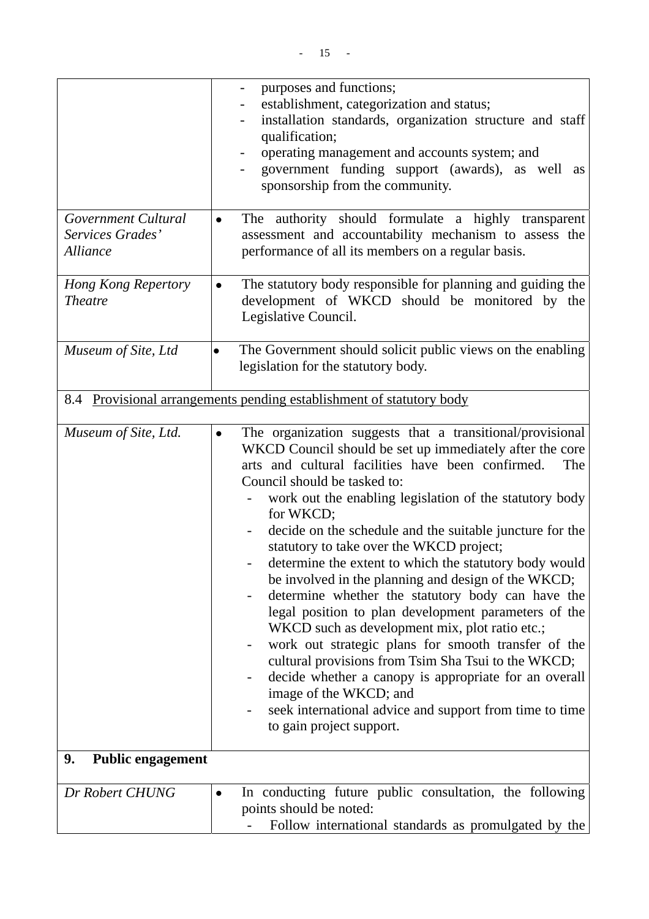| | |
|---|---|
| | - purposes and functions;<br>- establishment, categorization and status;<br>- installation standards, organization structure and staff qualification;<br>- operating management and accounts system; and<br>- government funding support (awards), as well as sponsorship from the community. |
| *Government Cultural Services Grades' Alliance* | • The authority should formulate a highly transparent assessment and accountability mechanism to assess the performance of all its members on a regular basis. |
| *Hong Kong Repertory Theatre* | • The statutory body responsible for planning and guiding the development of WKCD should be monitored by the Legislative Council. |
| *Museum of Site, Ltd* | • The Government should solicit public views on the enabling legislation for the statutory body. |
| 8.4 <u>Provisional arrangements pending establishment of statutory body</u> | |
| *Museum of Site, Ltd.* | • The organization suggests that a transitional/provisional WKCD Council should be set up immediately after the core arts and cultural facilities have been confirmed. The Council should be tasked to:<br>- work out the enabling legislation of the statutory body for WKCD;<br>- decide on the schedule and the suitable juncture for the statutory to take over the WKCD project;<br>- determine the extent to which the statutory body would be involved in the planning and design of the WKCD;<br>- determine whether the statutory body can have the legal position to plan development parameters of the WKCD such as development mix, plot ratio etc.;<br>- work out strategic plans for smooth transfer of the cultural provisions from Tsim Sha Tsui to the WKCD;<br>- decide whether a canopy is appropriate for an overall image of the WKCD; and<br>- seek international advice and support from time to time to gain project support. |
| **9. Public engagement** | |
| *Dr Robert CHUNG* | • In conducting future public consultation, the following points should be noted:<br>- Follow international standards as promulgated by the |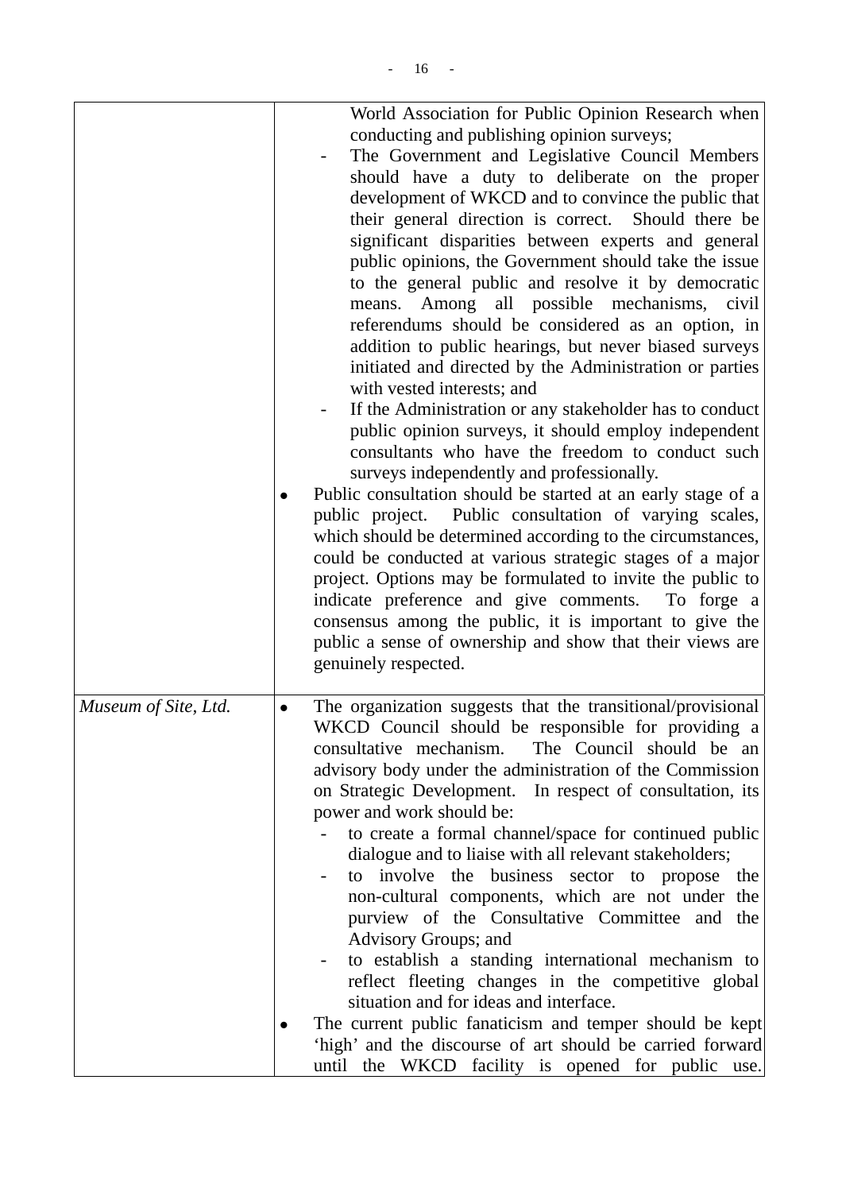| | |
|---|---|
| | World Association for Public Opinion Research when conducting and publishing opinion surveys;<br>- The Government and Legislative Council Members should have a duty to deliberate on the proper development of WKCD and to convince the public that their general direction is correct. Should there be significant disparities between experts and general public opinions, the Government should take the issue to the general public and resolve it by democratic means. Among all possible mechanisms, civil referendums should be considered as an option, in addition to public hearings, but never biased surveys initiated and directed by the Administration or parties with vested interests; and<br>- If the Administration or any stakeholder has to conduct public opinion surveys, it should employ independent consultants who have the freedom to conduct such surveys independently and professionally.<br>• Public consultation should be started at an early stage of a public project. Public consultation of varying scales, which should be determined according to the circumstances, could be conducted at various strategic stages of a major project. Options may be formulated to invite the public to indicate preference and give comments. To forge a consensus among the public, it is important to give the public a sense of ownership and show that their views are genuinely respected. |
| *Museum of Site, Ltd.* | • The organization suggests that the transitional/provisional WKCD Council should be responsible for providing a consultative mechanism. The Council should be an advisory body under the administration of the Commission on Strategic Development. In respect of consultation, its power and work should be:<br>- to create a formal channel/space for continued public dialogue and to liaise with all relevant stakeholders;<br>- to involve the business sector to propose the non-cultural components, which are not under the purview of the Consultative Committee and the Advisory Groups; and<br>- to establish a standing international mechanism to reflect fleeting changes in the competitive global situation and for ideas and interface.<br>• The current public fanaticism and temper should be kept 'high' and the discourse of art should be carried forward until the WKCD facility is opened for public use. |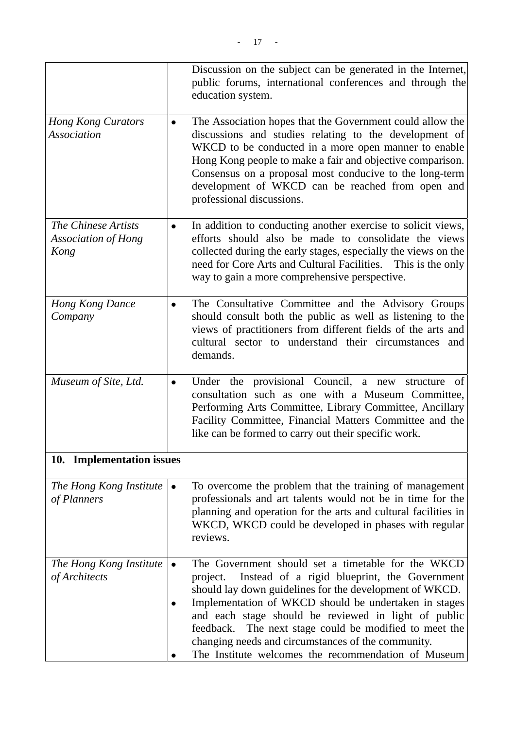| | |
|---|---|
| | Discussion on the subject can be generated in the Internet, public forums, international conferences and through the education system. |
| *Hong Kong Curators Association* | • The Association hopes that the Government could allow the discussions and studies relating to the development of WKCD to be conducted in a more open manner to enable Hong Kong people to make a fair and objective comparison. Consensus on a proposal most conducive to the long-term development of WKCD can be reached from open and professional discussions. |
| *The Chinese Artists Association of Hong Kong* | • In addition to conducting another exercise to solicit views, efforts should also be made to consolidate the views collected during the early stages, especially the views on the need for Core Arts and Cultural Facilities. This is the only way to gain a more comprehensive perspective. |
| *Hong Kong Dance Company* | • The Consultative Committee and the Advisory Groups should consult both the public as well as listening to the views of practitioners from different fields of the arts and cultural sector to understand their circumstances and demands. |
| *Museum of Site, Ltd.* | • Under the provisional Council, a new structure of consultation such as one with a Museum Committee, Performing Arts Committee, Library Committee, Ancillary Facility Committee, Financial Matters Committee and the like can be formed to carry out their specific work. |
| **10. Implementation issues** | |
| *The Hong Kong Institute of Planners* | • To overcome the problem that the training of management professionals and art talents would not be in time for the planning and operation for the arts and cultural facilities in WKCD, WKCD could be developed in phases with regular reviews. |
| *The Hong Kong Institute of Architects* | • The Government should set a timetable for the WKCD project. Instead of a rigid blueprint, the Government should lay down guidelines for the development of WKCD.<br>• Implementation of WKCD should be undertaken in stages and each stage should be reviewed in light of public feedback. The next stage could be modified to meet the changing needs and circumstances of the community.<br>• The Institute welcomes the recommendation of Museum |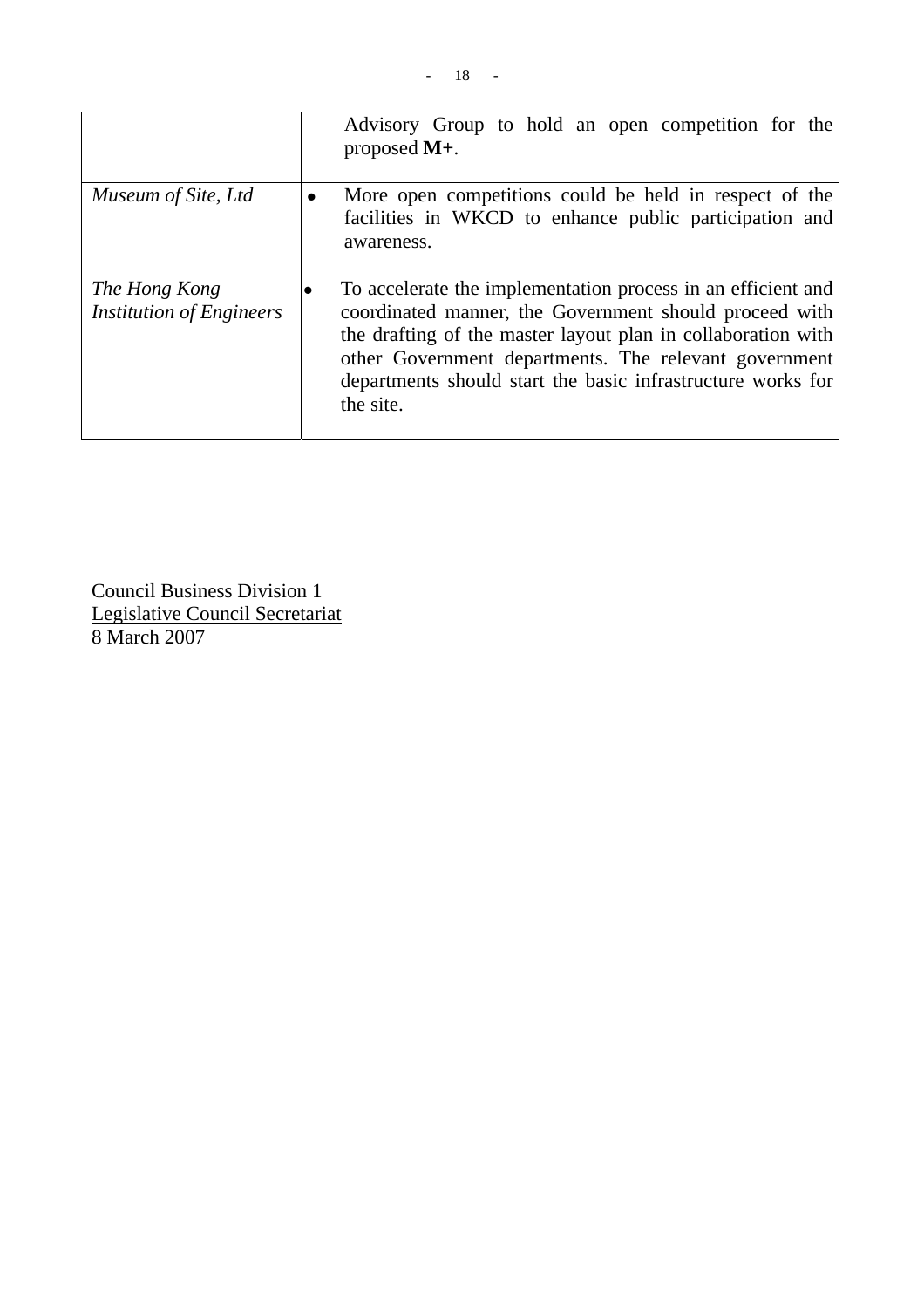| | |
|---|---|
| | Advisory Group to hold an open competition for the proposed **M+**. |
| *Museum of Site, Ltd* | • More open competitions could be held in respect of the facilities in WKCD to enhance public participation and awareness. |
| *The Hong Kong Institution of Engineers* | • To accelerate the implementation process in an efficient and coordinated manner, the Government should proceed with the drafting of the master layout plan in collaboration with other Government departments. The relevant government departments should start the basic infrastructure works for the site. |

Council Business Division 1
Legislative Council Secretariat
8 March 2007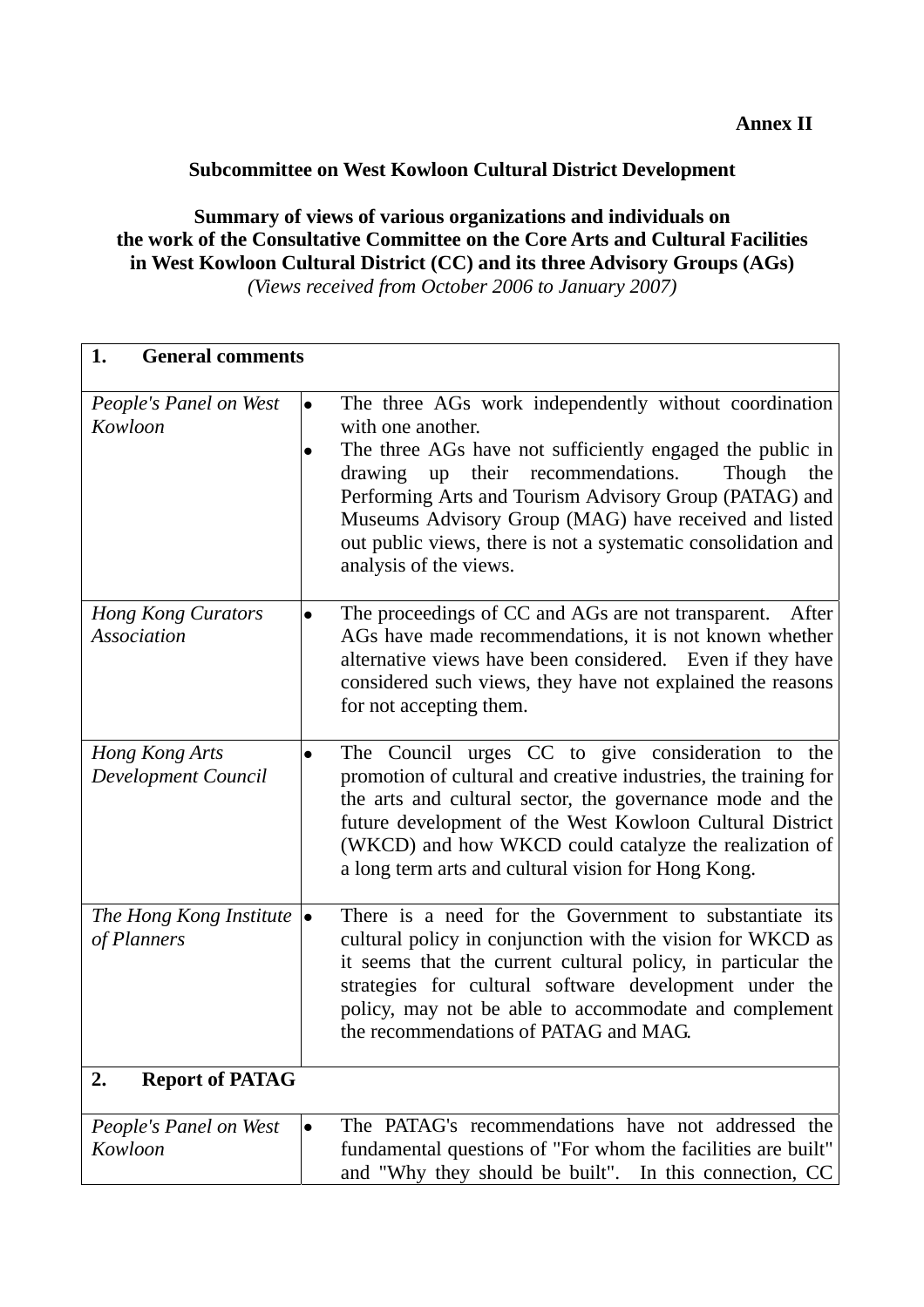**Annex II**

**Subcommittee on West Kowloon Cultural District Development**

**Summary of views of various organizations and individuals on the work of the Consultative Committee on the Core Arts and Cultural Facilities in West Kowloon Cultural District (CC) and its three Advisory Groups (AGs)**
*(Views received from October 2006 to January 2007)*

| **1. General comments** | |
|---|---|
| *People's Panel on West Kowloon* | • The three AGs work independently without coordination with one another.<br>• The three AGs have not sufficiently engaged the public in drawing up their recommendations. Though the Performing Arts and Tourism Advisory Group (PATAG) and Museums Advisory Group (MAG) have received and listed out public views, there is not a systematic consolidation and analysis of the views. |
| *Hong Kong Curators Association* | • The proceedings of CC and AGs are not transparent. After AGs have made recommendations, it is not known whether alternative views have been considered. Even if they have considered such views, they have not explained the reasons for not accepting them. |
| *Hong Kong Arts Development Council* | • The Council urges CC to give consideration to the promotion of cultural and creative industries, the training for the arts and cultural sector, the governance mode and the future development of the West Kowloon Cultural District (WKCD) and how WKCD could catalyze the realization of a long term arts and cultural vision for Hong Kong. |
| *The Hong Kong Institute of Planners* | • There is a need for the Government to substantiate its cultural policy in conjunction with the vision for WKCD as it seems that the current cultural policy, in particular the strategies for cultural software development under the policy, may not be able to accommodate and complement the recommendations of PATAG and MAG. |
| **2. Report of PATAG** | |
| *People's Panel on West Kowloon* | • The PATAG's recommendations have not addressed the fundamental questions of "For whom the facilities are built" and "Why they should be built". In this connection, CC |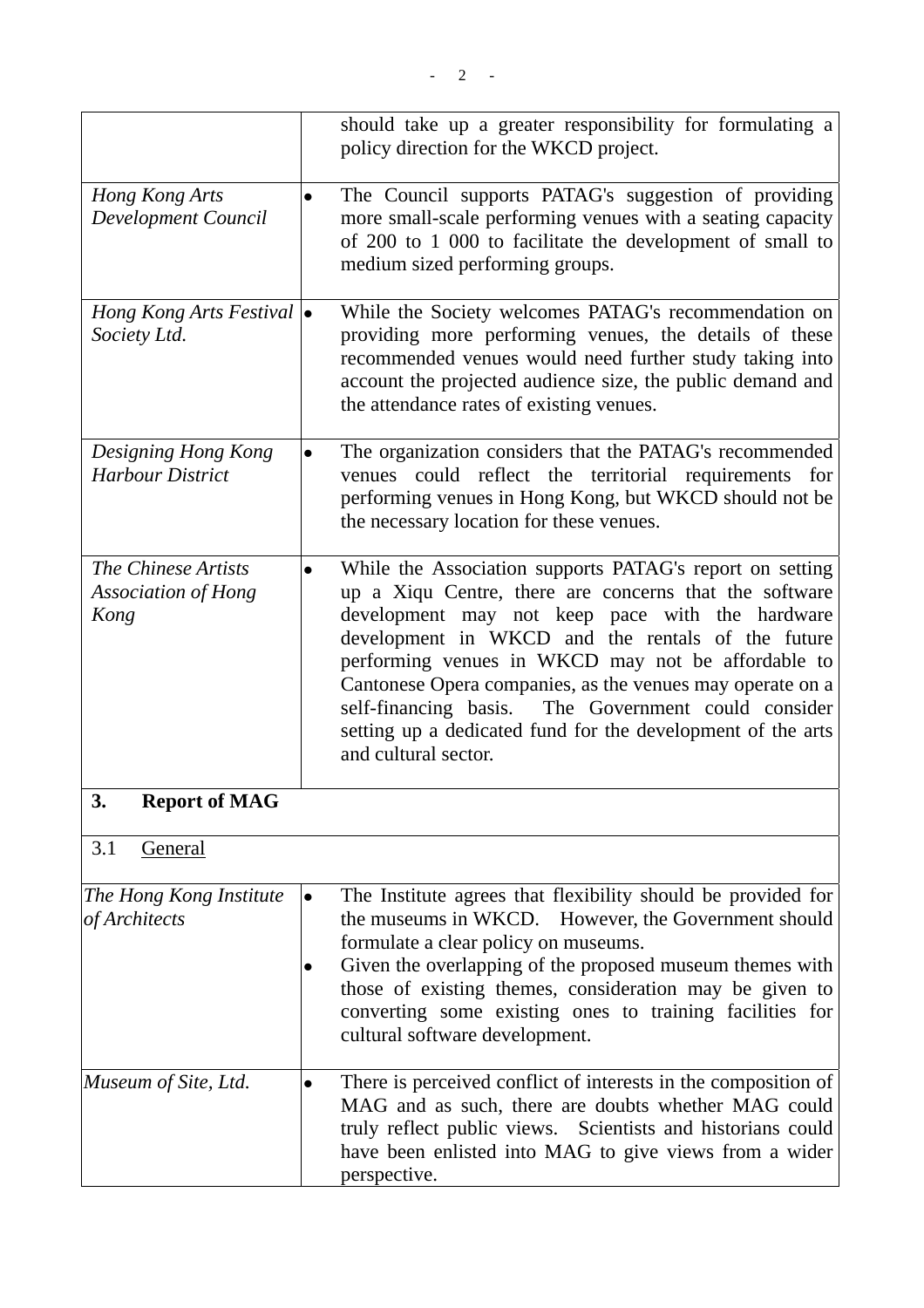| | |
|---|---|
| | should take up a greater responsibility for formulating a policy direction for the WKCD project. |
| *Hong Kong Arts Development Council* | • The Council supports PATAG's suggestion of providing more small-scale performing venues with a seating capacity of 200 to 1 000 to facilitate the development of small to medium sized performing groups. |
| *Hong Kong Arts Festival Society Ltd.* | • While the Society welcomes PATAG's recommendation on providing more performing venues, the details of these recommended venues would need further study taking into account the projected audience size, the public demand and the attendance rates of existing venues. |
| *Designing Hong Kong Harbour District* | • The organization considers that the PATAG's recommended venues could reflect the territorial requirements for performing venues in Hong Kong, but WKCD should not be the necessary location for these venues. |
| *The Chinese Artists Association of Hong Kong* | • While the Association supports PATAG's report on setting up a Xiqu Centre, there are concerns that the software development may not keep pace with the hardware development in WKCD and the rentals of the future performing venues in WKCD may not be affordable to Cantonese Opera companies, as the venues may operate on a self-financing basis. The Government could consider setting up a dedicated fund for the development of the arts and cultural sector. |
| **3. Report of MAG** | |
| 3.1 General | |
| *The Hong Kong Institute of Architects* | • The Institute agrees that flexibility should be provided for the museums in WKCD. However, the Government should formulate a clear policy on museums.<br>• Given the overlapping of the proposed museum themes with those of existing themes, consideration may be given to converting some existing ones to training facilities for cultural software development. |
| *Museum of Site, Ltd.* | • There is perceived conflict of interests in the composition of MAG and as such, there are doubts whether MAG could truly reflect public views. Scientists and historians could have been enlisted into MAG to give views from a wider perspective. |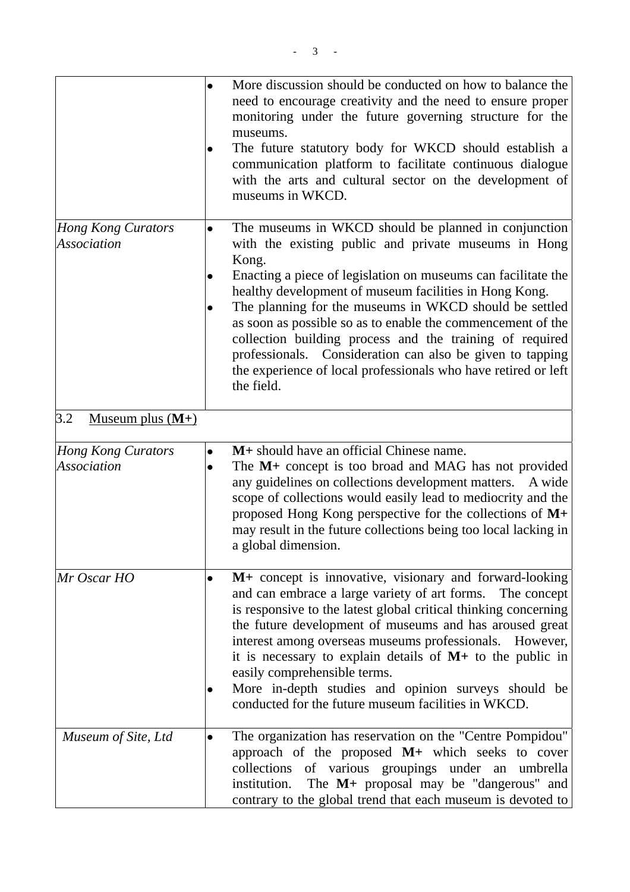| | |
|---|---|
| | • More discussion should be conducted on how to balance the need to encourage creativity and the need to ensure proper monitoring under the future governing structure for the museums.<br>• The future statutory body for WKCD should establish a communication platform to facilitate continuous dialogue with the arts and cultural sector on the development of museums in WKCD. |
| *Hong Kong Curators Association* | • The museums in WKCD should be planned in conjunction with the existing public and private museums in Hong Kong.<br>• Enacting a piece of legislation on museums can facilitate the healthy development of museum facilities in Hong Kong.<br>• The planning for the museums in WKCD should be settled as soon as possible so as to enable the commencement of the collection building process and the training of required professionals. Consideration can also be given to tapping the experience of local professionals who have retired or left the field. |
| 3.2 <u>Museum plus (**M+**)</u> | |
| *Hong Kong Curators Association* | • **M+** should have an official Chinese name.<br>• The **M+** concept is too broad and MAG has not provided any guidelines on collections development matters. A wide scope of collections would easily lead to mediocrity and the proposed Hong Kong perspective for the collections of **M+** may result in the future collections being too local lacking in a global dimension. |
| *Mr Oscar HO* | • **M+** concept is innovative, visionary and forward-looking and can embrace a large variety of art forms. The concept is responsive to the latest global critical thinking concerning the future development of museums and has aroused great interest among overseas museums professionals. However, it is necessary to explain details of **M+** to the public in easily comprehensible terms.<br>• More in-depth studies and opinion surveys should be conducted for the future museum facilities in WKCD. |
| *Museum of Site, Ltd* | • The organization has reservation on the "Centre Pompidou" approach of the proposed **M+** which seeks to cover collections of various groupings under an umbrella institution. The **M+** proposal may be "dangerous" and contrary to the global trend that each museum is devoted to |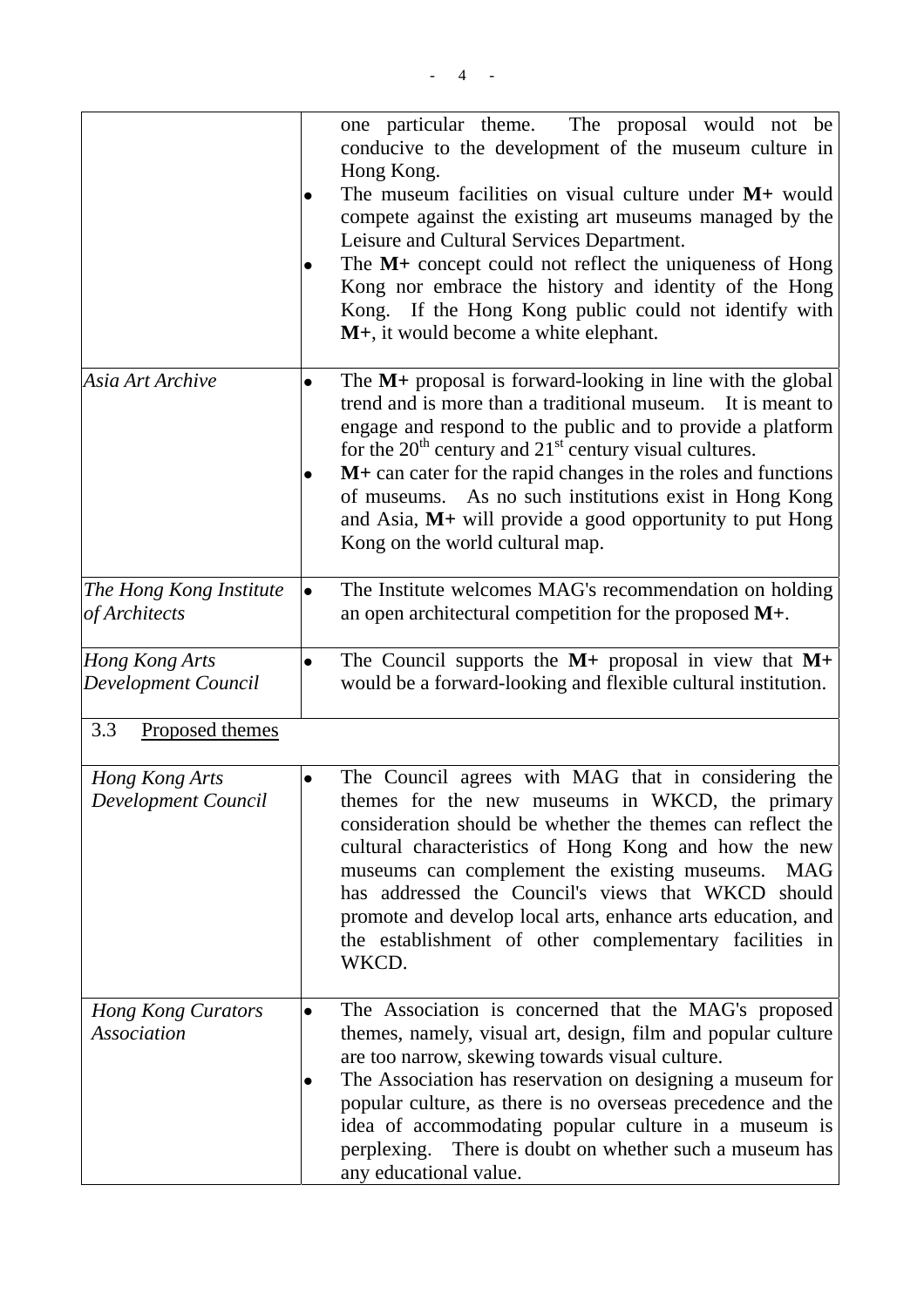| | |
|---|---|
| | one particular theme. The proposal would not be conducive to the development of the museum culture in Hong Kong.<br>• The museum facilities on visual culture under **M+** would compete against the existing art museums managed by the Leisure and Cultural Services Department.<br>• The **M+** concept could not reflect the uniqueness of Hong Kong nor embrace the history and identity of the Hong Kong. If the Hong Kong public could not identify with **M+**, it would become a white elephant. |
| *Asia Art Archive* | • The **M+** proposal is forward-looking in line with the global trend and is more than a traditional museum. It is meant to engage and respond to the public and to provide a platform for the $20^{th}$ century and $21^{st}$ century visual cultures.<br>• **M+** can cater for the rapid changes in the roles and functions of museums. As no such institutions exist in Hong Kong and Asia, **M+** will provide a good opportunity to put Hong Kong on the world cultural map. |
| *The Hong Kong Institute of Architects* | • The Institute welcomes MAG's recommendation on holding an open architectural competition for the proposed **M+**. |
| *Hong Kong Arts Development Council* | • The Council supports the **M+** proposal in view that **M+** would be a forward-looking and flexible cultural institution. |
| 3.3 <u>Proposed themes</u> | |
| *Hong Kong Arts Development Council* | • The Council agrees with MAG that in considering the themes for the new museums in WKCD, the primary consideration should be whether the themes can reflect the cultural characteristics of Hong Kong and how the new museums can complement the existing museums. MAG has addressed the Council's views that WKCD should promote and develop local arts, enhance arts education, and the establishment of other complementary facilities in WKCD. |
| *Hong Kong Curators Association* | • The Association is concerned that the MAG's proposed themes, namely, visual art, design, film and popular culture are too narrow, skewing towards visual culture.<br>• The Association has reservation on designing a museum for popular culture, as there is no overseas precedence and the idea of accommodating popular culture in a museum is perplexing. There is doubt on whether such a museum has any educational value. |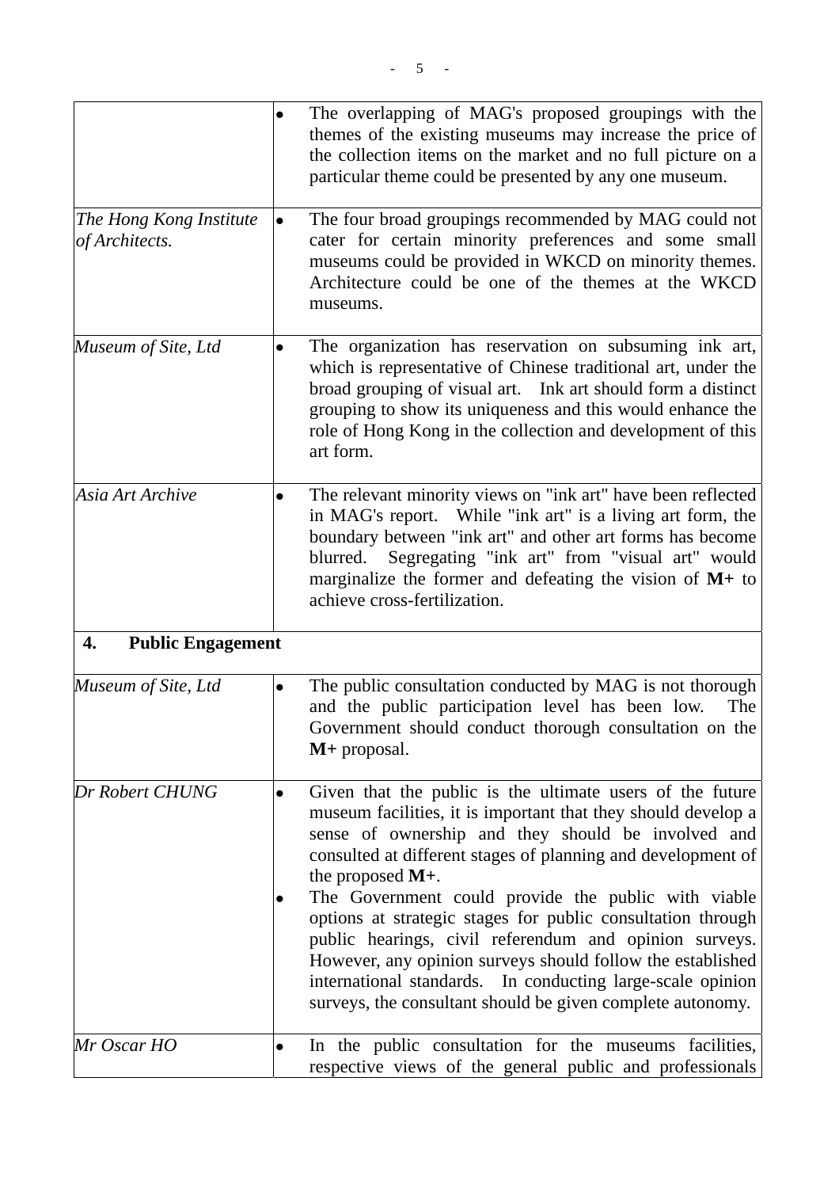| | |
|---|---|
| | • The overlapping of MAG's proposed groupings with the themes of the existing museums may increase the price of the collection items on the market and no full picture on a particular theme could be presented by any one museum. |
| *The Hong Kong Institute of Architects.* | • The four broad groupings recommended by MAG could not cater for certain minority preferences and some small museums could be provided in WKCD on minority themes. Architecture could be one of the themes at the WKCD museums. |
| *Museum of Site, Ltd* | • The organization has reservation on subsuming ink art, which is representative of Chinese traditional art, under the broad grouping of visual art. Ink art should form a distinct grouping to show its uniqueness and this would enhance the role of Hong Kong in the collection and development of this art form. |
| *Asia Art Archive* | • The relevant minority views on "ink art" have been reflected in MAG's report. While "ink art" is a living art form, the boundary between "ink art" and other art forms has become blurred. Segregating "ink art" from "visual art" would marginalize the former and defeating the vision of **M+** to achieve cross-fertilization. |
| **4. Public Engagement** | |
| *Museum of Site, Ltd* | • The public consultation conducted by MAG is not thorough and the public participation level has been low. The Government should conduct thorough consultation on the **M+** proposal. |
| *Dr Robert CHUNG* | • Given that the public is the ultimate users of the future museum facilities, it is important that they should develop a sense of ownership and they should be involved and consulted at different stages of planning and development of the proposed **M+**. <br> • The Government could provide the public with viable options at strategic stages for public consultation through public hearings, civil referendum and opinion surveys. However, any opinion surveys should follow the established international standards. In conducting large-scale opinion surveys, the consultant should be given complete autonomy. |
| *Mr Oscar HO* | • In the public consultation for the museums facilities, respective views of the general public and professionals |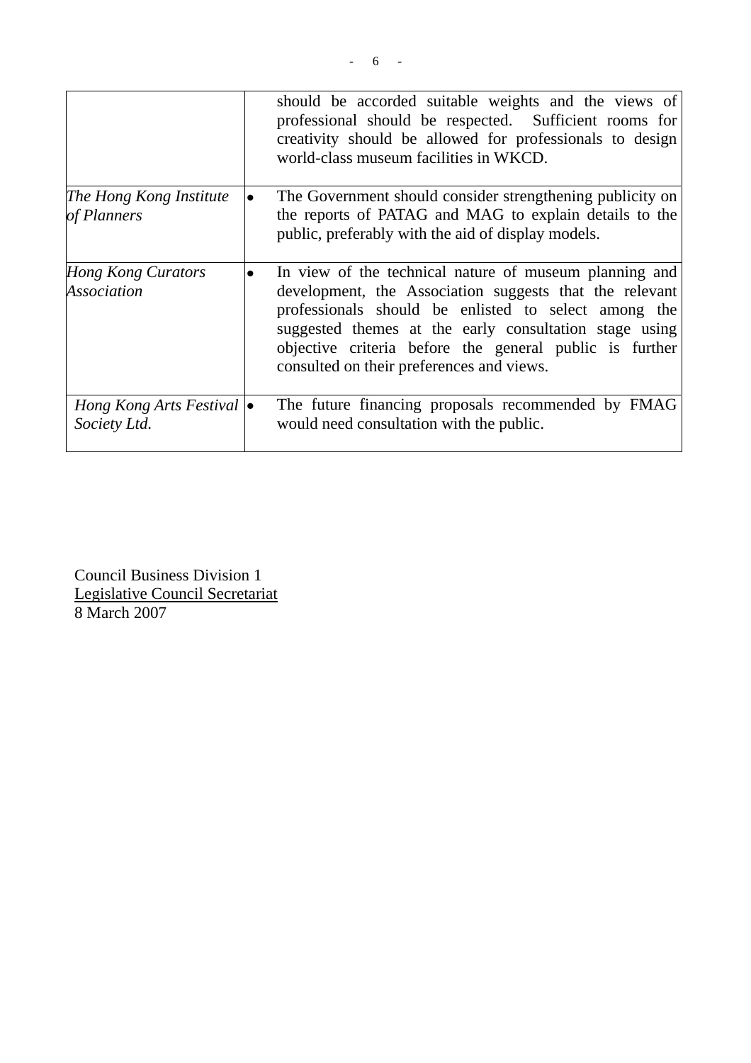| | |
|---|---|
| | should be accorded suitable weights and the views of professional should be respected. Sufficient rooms for creativity should be allowed for professionals to design world-class museum facilities in WKCD. |
| *The Hong Kong Institute of Planners* | • The Government should consider strengthening publicity on the reports of PATAG and MAG to explain details to the public, preferably with the aid of display models. |
| *Hong Kong Curators Association* | • In view of the technical nature of museum planning and development, the Association suggests that the relevant professionals should be enlisted to select among the suggested themes at the early consultation stage using objective criteria before the general public is further consulted on their preferences and views. |
| *Hong Kong Arts Festival Society Ltd.* | • The future financing proposals recommended by FMAG would need consultation with the public. |

Council Business Division 1
Legislative Council Secretariat
8 March 2007